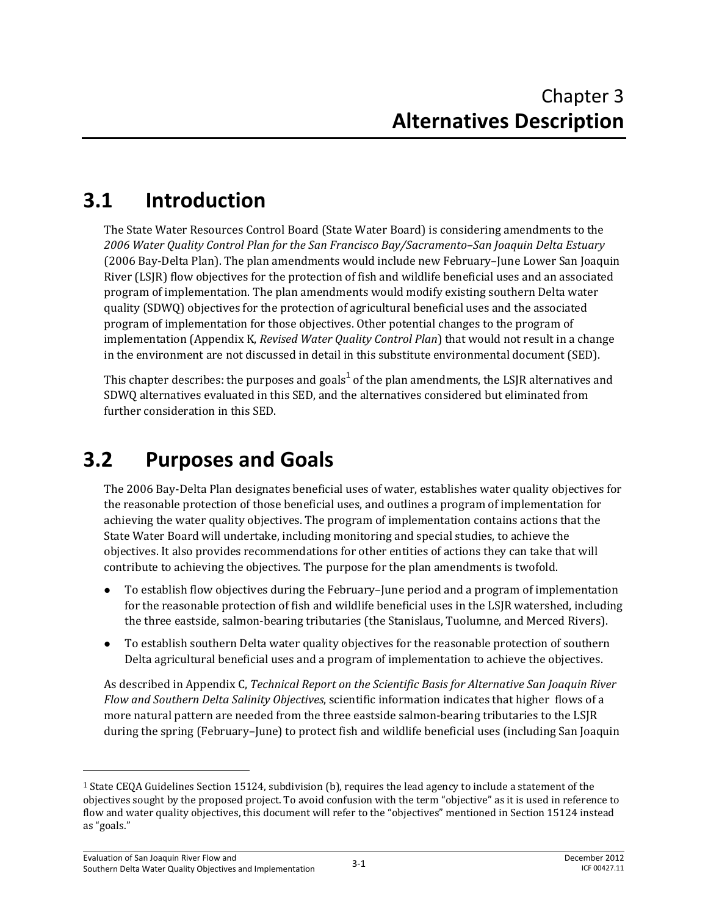# Chapter 3
# **Alternatives Description**

## 3.1 Introduction

The State Water Resources Control Board (State Water Board) is considering amendments to the *2006 Water Quality Control Plan for the San Francisco Bay/Sacramento–San Joaquin Delta Estuary* (2006 Bay-Delta Plan). The plan amendments would include new February–June Lower San Joaquin River (LSJR) flow objectives for the protection of fish and wildlife beneficial uses and an associated program of implementation. The plan amendments would modify existing southern Delta water quality (SDWQ) objectives for the protection of agricultural beneficial uses and the associated program of implementation for those objectives. Other potential changes to the program of implementation (Appendix K, *Revised Water Quality Control Plan*) that would not result in a change in the environment are not discussed in detail in this substitute environmental document (SED).

This chapter describes: the purposes and goals[1] of the plan amendments, the LSJR alternatives and SDWQ alternatives evaluated in this SED, and the alternatives considered but eliminated from further consideration in this SED.

## 3.2 Purposes and Goals

The 2006 Bay-Delta Plan designates beneficial uses of water, establishes water quality objectives for the reasonable protection of those beneficial uses, and outlines a program of implementation for achieving the water quality objectives. The program of implementation contains actions that the State Water Board will undertake, including monitoring and special studies, to achieve the objectives. It also provides recommendations for other entities of actions they can take that will contribute to achieving the objectives. The purpose for the plan amendments is twofold.

- To establish flow objectives during the February–June period and a program of implementation for the reasonable protection of fish and wildlife beneficial uses in the LSJR watershed, including the three eastside, salmon-bearing tributaries (the Stanislaus, Tuolumne, and Merced Rivers).
- To establish southern Delta water quality objectives for the reasonable protection of southern Delta agricultural beneficial uses and a program of implementation to achieve the objectives.

As described in Appendix C, *Technical Report on the Scientific Basis for Alternative San Joaquin River Flow and Southern Delta Salinity Objectives*, scientific information indicates that higher flows of a more natural pattern are needed from the three eastside salmon-bearing tributaries to the LSJR during the spring (February–June) to protect fish and wildlife beneficial uses (including San Joaquin

[1] State CEQA Guidelines Section 15124, subdivision (b), requires the lead agency to include a statement of the objectives sought by the proposed project. To avoid confusion with the term "objective" as it is used in reference to flow and water quality objectives, this document will refer to the "objectives" mentioned in Section 15124 instead as "goals."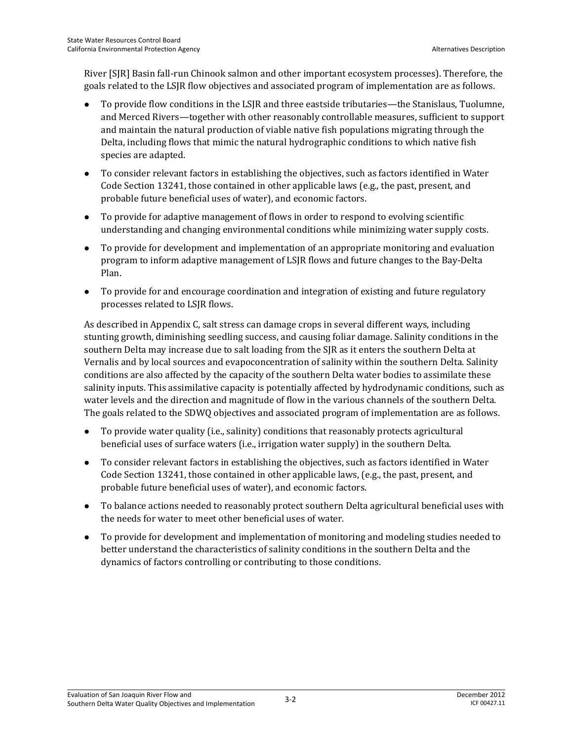River [SJR] Basin fall-run Chinook salmon and other important ecosystem processes). Therefore, the goals related to the LSJR flow objectives and associated program of implementation are as follows.

- To provide flow conditions in the LSJR and three eastside tributaries—the Stanislaus, Tuolumne, and Merced Rivers—together with other reasonably controllable measures, sufficient to support and maintain the natural production of viable native fish populations migrating through the Delta, including flows that mimic the natural hydrographic conditions to which native fish species are adapted.
- To consider relevant factors in establishing the objectives, such as factors identified in Water Code Section 13241, those contained in other applicable laws (e.g., the past, present, and probable future beneficial uses of water), and economic factors.
- To provide for adaptive management of flows in order to respond to evolving scientific understanding and changing environmental conditions while minimizing water supply costs.
- To provide for development and implementation of an appropriate monitoring and evaluation program to inform adaptive management of LSJR flows and future changes to the Bay-Delta Plan.
- To provide for and encourage coordination and integration of existing and future regulatory processes related to LSJR flows.

As described in Appendix C, salt stress can damage crops in several different ways, including stunting growth, diminishing seedling success, and causing foliar damage. Salinity conditions in the southern Delta may increase due to salt loading from the SJR as it enters the southern Delta at Vernalis and by local sources and evapoconcentration of salinity within the southern Delta. Salinity conditions are also affected by the capacity of the southern Delta water bodies to assimilate these salinity inputs. This assimilative capacity is potentially affected by hydrodynamic conditions, such as water levels and the direction and magnitude of flow in the various channels of the southern Delta. The goals related to the SDWQ objectives and associated program of implementation are as follows.

- To provide water quality (i.e., salinity) conditions that reasonably protects agricultural beneficial uses of surface waters (i.e., irrigation water supply) in the southern Delta.
- To consider relevant factors in establishing the objectives, such as factors identified in Water Code Section 13241, those contained in other applicable laws, (e.g., the past, present, and probable future beneficial uses of water), and economic factors.
- To balance actions needed to reasonably protect southern Delta agricultural beneficial uses with the needs for water to meet other beneficial uses of water.
- To provide for development and implementation of monitoring and modeling studies needed to better understand the characteristics of salinity conditions in the southern Delta and the dynamics of factors controlling or contributing to those conditions.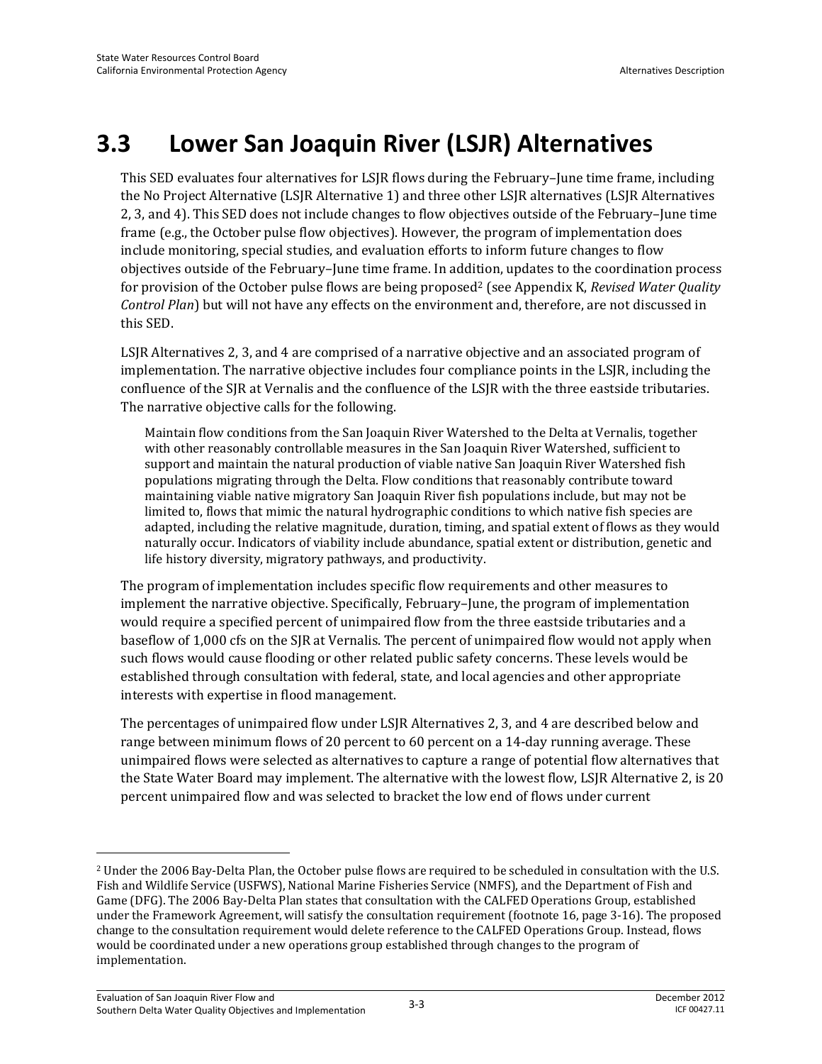# 3.3 Lower San Joaquin River (LSJR) Alternatives

This SED evaluates four alternatives for LSJR flows during the February–June time frame, including the No Project Alternative (LSJR Alternative 1) and three other LSJR alternatives (LSJR Alternatives 2, 3, and 4). This SED does not include changes to flow objectives outside of the February–June time frame (e.g., the October pulse flow objectives). However, the program of implementation does include monitoring, special studies, and evaluation efforts to inform future changes to flow objectives outside of the February–June time frame. In addition, updates to the coordination process for provision of the October pulse flows are being proposed[2] (see Appendix K, *Revised Water Quality Control Plan*) but will not have any effects on the environment and, therefore, are not discussed in this SED.

LSJR Alternatives 2, 3, and 4 are comprised of a narrative objective and an associated program of implementation. The narrative objective includes four compliance points in the LSJR, including the confluence of the SJR at Vernalis and the confluence of the LSJR with the three eastside tributaries. The narrative objective calls for the following.

> Maintain flow conditions from the San Joaquin River Watershed to the Delta at Vernalis, together with other reasonably controllable measures in the San Joaquin River Watershed, sufficient to support and maintain the natural production of viable native San Joaquin River Watershed fish populations migrating through the Delta. Flow conditions that reasonably contribute toward maintaining viable native migratory San Joaquin River fish populations include, but may not be limited to, flows that mimic the natural hydrographic conditions to which native fish species are adapted, including the relative magnitude, duration, timing, and spatial extent of flows as they would naturally occur. Indicators of viability include abundance, spatial extent or distribution, genetic and life history diversity, migratory pathways, and productivity.

The program of implementation includes specific flow requirements and other measures to implement the narrative objective. Specifically, February–June, the program of implementation would require a specified percent of unimpaired flow from the three eastside tributaries and a baseflow of 1,000 cfs on the SJR at Vernalis. The percent of unimpaired flow would not apply when such flows would cause flooding or other related public safety concerns. These levels would be established through consultation with federal, state, and local agencies and other appropriate interests with expertise in flood management.

The percentages of unimpaired flow under LSJR Alternatives 2, 3, and 4 are described below and range between minimum flows of 20 percent to 60 percent on a 14-day running average. These unimpaired flows were selected as alternatives to capture a range of potential flow alternatives that the State Water Board may implement. The alternative with the lowest flow, LSJR Alternative 2, is 20 percent unimpaired flow and was selected to bracket the low end of flows under current

---

[2] Under the 2006 Bay-Delta Plan, the October pulse flows are required to be scheduled in consultation with the U.S. Fish and Wildlife Service (USFWS), National Marine Fisheries Service (NMFS), and the Department of Fish and Game (DFG). The 2006 Bay-Delta Plan states that consultation with the CALFED Operations Group, established under the Framework Agreement, will satisfy the consultation requirement (footnote 16, page 3-16). The proposed change to the consultation requirement would delete reference to the CALFED Operations Group. Instead, flows would be coordinated under a new operations group established through changes to the program of implementation.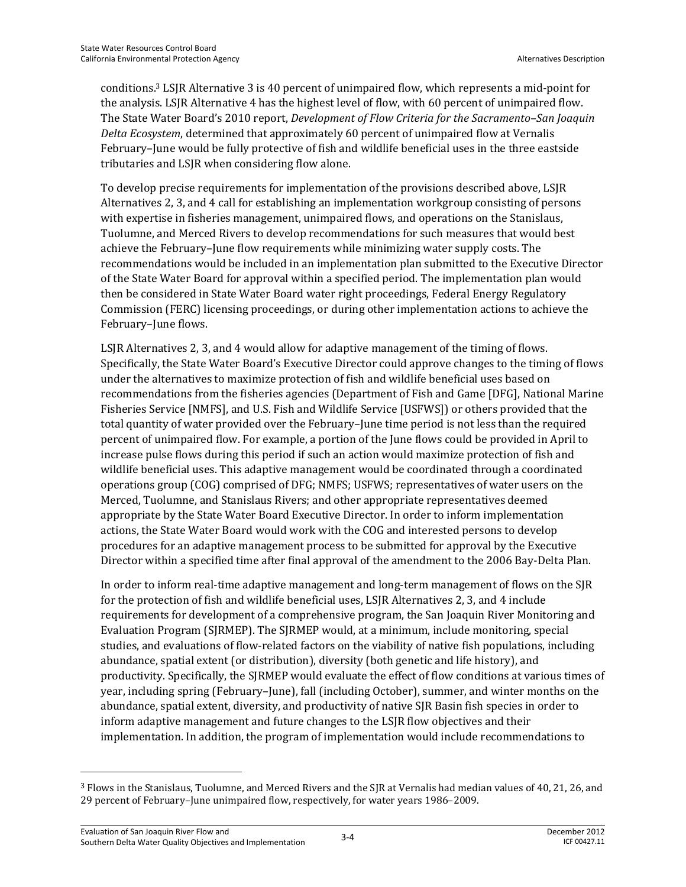conditions.[3] LSJR Alternative 3 is 40 percent of unimpaired flow, which represents a mid-point for the analysis. LSJR Alternative 4 has the highest level of flow, with 60 percent of unimpaired flow. The State Water Board's 2010 report, *Development of Flow Criteria for the Sacramento–San Joaquin Delta Ecosystem*, determined that approximately 60 percent of unimpaired flow at Vernalis February–June would be fully protective of fish and wildlife beneficial uses in the three eastside tributaries and LSJR when considering flow alone.

To develop precise requirements for implementation of the provisions described above, LSJR Alternatives 2, 3, and 4 call for establishing an implementation workgroup consisting of persons with expertise in fisheries management, unimpaired flows, and operations on the Stanislaus, Tuolumne, and Merced Rivers to develop recommendations for such measures that would best achieve the February–June flow requirements while minimizing water supply costs. The recommendations would be included in an implementation plan submitted to the Executive Director of the State Water Board for approval within a specified period. The implementation plan would then be considered in State Water Board water right proceedings, Federal Energy Regulatory Commission (FERC) licensing proceedings, or during other implementation actions to achieve the February–June flows.

LSJR Alternatives 2, 3, and 4 would allow for adaptive management of the timing of flows. Specifically, the State Water Board's Executive Director could approve changes to the timing of flows under the alternatives to maximize protection of fish and wildlife beneficial uses based on recommendations from the fisheries agencies (Department of Fish and Game [DFG], National Marine Fisheries Service [NMFS], and U.S. Fish and Wildlife Service [USFWS]) or others provided that the total quantity of water provided over the February–June time period is not less than the required percent of unimpaired flow. For example, a portion of the June flows could be provided in April to increase pulse flows during this period if such an action would maximize protection of fish and wildlife beneficial uses. This adaptive management would be coordinated through a coordinated operations group (COG) comprised of DFG; NMFS; USFWS; representatives of water users on the Merced, Tuolumne, and Stanislaus Rivers; and other appropriate representatives deemed appropriate by the State Water Board Executive Director. In order to inform implementation actions, the State Water Board would work with the COG and interested persons to develop procedures for an adaptive management process to be submitted for approval by the Executive Director within a specified time after final approval of the amendment to the 2006 Bay-Delta Plan.

In order to inform real-time adaptive management and long-term management of flows on the SJR for the protection of fish and wildlife beneficial uses, LSJR Alternatives 2, 3, and 4 include requirements for development of a comprehensive program, the San Joaquin River Monitoring and Evaluation Program (SJRMEP). The SJRMEP would, at a minimum, include monitoring, special studies, and evaluations of flow-related factors on the viability of native fish populations, including abundance, spatial extent (or distribution), diversity (both genetic and life history), and productivity. Specifically, the SJRMEP would evaluate the effect of flow conditions at various times of year, including spring (February–June), fall (including October), summer, and winter months on the abundance, spatial extent, diversity, and productivity of native SJR Basin fish species in order to inform adaptive management and future changes to the LSJR flow objectives and their implementation. In addition, the program of implementation would include recommendations to

[3] Flows in the Stanislaus, Tuolumne, and Merced Rivers and the SJR at Vernalis had median values of 40, 21, 26, and 29 percent of February–June unimpaired flow, respectively, for water years 1986–2009.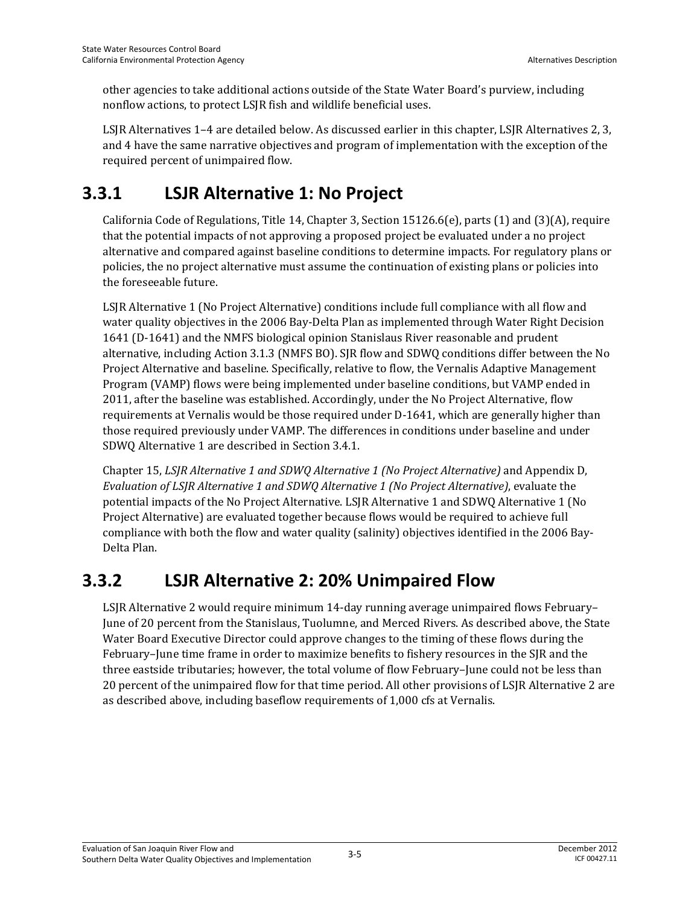other agencies to take additional actions outside of the State Water Board's purview, including nonflow actions, to protect LSJR fish and wildlife beneficial uses.

LSJR Alternatives 1–4 are detailed below. As discussed earlier in this chapter, LSJR Alternatives 2, 3, and 4 have the same narrative objectives and program of implementation with the exception of the required percent of unimpaired flow.

## 3.3.1 LSJR Alternative 1: No Project

California Code of Regulations, Title 14, Chapter 3, Section 15126.6(e), parts (1) and (3)(A), require that the potential impacts of not approving a proposed project be evaluated under a no project alternative and compared against baseline conditions to determine impacts. For regulatory plans or policies, the no project alternative must assume the continuation of existing plans or policies into the foreseeable future.

LSJR Alternative 1 (No Project Alternative) conditions include full compliance with all flow and water quality objectives in the 2006 Bay-Delta Plan as implemented through Water Right Decision 1641 (D-1641) and the NMFS biological opinion Stanislaus River reasonable and prudent alternative, including Action 3.1.3 (NMFS BO). SJR flow and SDWQ conditions differ between the No Project Alternative and baseline. Specifically, relative to flow, the Vernalis Adaptive Management Program (VAMP) flows were being implemented under baseline conditions, but VAMP ended in 2011, after the baseline was established. Accordingly, under the No Project Alternative, flow requirements at Vernalis would be those required under D-1641, which are generally higher than those required previously under VAMP. The differences in conditions under baseline and under SDWQ Alternative 1 are described in Section 3.4.1.

Chapter 15, *LSJR Alternative 1 and SDWQ Alternative 1 (No Project Alternative)* and Appendix D, *Evaluation of LSJR Alternative 1 and SDWQ Alternative 1 (No Project Alternative)*, evaluate the potential impacts of the No Project Alternative. LSJR Alternative 1 and SDWQ Alternative 1 (No Project Alternative) are evaluated together because flows would be required to achieve full compliance with both the flow and water quality (salinity) objectives identified in the 2006 Bay-Delta Plan.

## 3.3.2 LSJR Alternative 2: 20% Unimpaired Flow

LSJR Alternative 2 would require minimum 14-day running average unimpaired flows February–June of 20 percent from the Stanislaus, Tuolumne, and Merced Rivers. As described above, the State Water Board Executive Director could approve changes to the timing of these flows during the February–June time frame in order to maximize benefits to fishery resources in the SJR and the three eastside tributaries; however, the total volume of flow February–June could not be less than 20 percent of the unimpaired flow for that time period. All other provisions of LSJR Alternative 2 are as described above, including baseflow requirements of 1,000 cfs at Vernalis.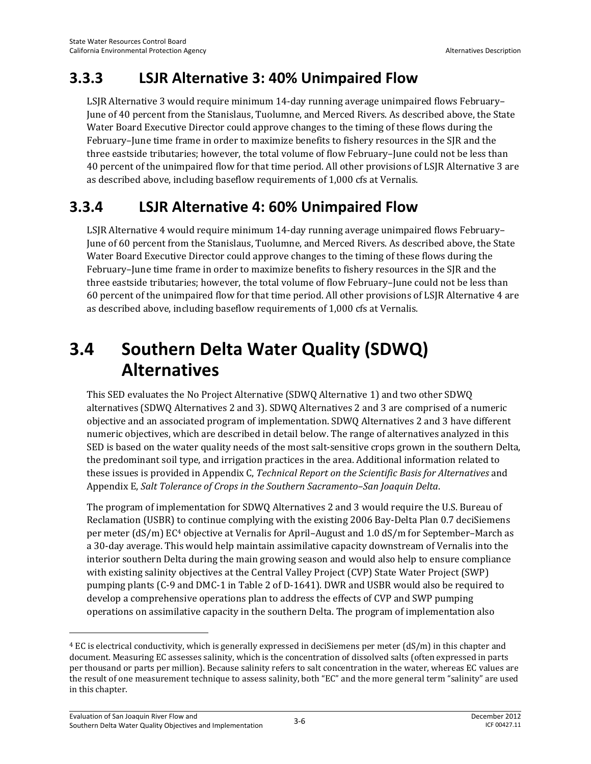### 3.3.3 LSJR Alternative 3: 40% Unimpaired Flow

LSJR Alternative 3 would require minimum 14-day running average unimpaired flows February–June of 40 percent from the Stanislaus, Tuolumne, and Merced Rivers. As described above, the State Water Board Executive Director could approve changes to the timing of these flows during the February–June time frame in order to maximize benefits to fishery resources in the SJR and the three eastside tributaries; however, the total volume of flow February–June could not be less than 40 percent of the unimpaired flow for that time period. All other provisions of LSJR Alternative 3 are as described above, including baseflow requirements of 1,000 cfs at Vernalis.

### 3.3.4 LSJR Alternative 4: 60% Unimpaired Flow

LSJR Alternative 4 would require minimum 14-day running average unimpaired flows February–June of 60 percent from the Stanislaus, Tuolumne, and Merced Rivers. As described above, the State Water Board Executive Director could approve changes to the timing of these flows during the February–June time frame in order to maximize benefits to fishery resources in the SJR and the three eastside tributaries; however, the total volume of flow February–June could not be less than 60 percent of the unimpaired flow for that time period. All other provisions of LSJR Alternative 4 are as described above, including baseflow requirements of 1,000 cfs at Vernalis.

## 3.4 Southern Delta Water Quality (SDWQ) Alternatives

This SED evaluates the No Project Alternative (SDWQ Alternative 1) and two other SDWQ alternatives (SDWQ Alternatives 2 and 3). SDWQ Alternatives 2 and 3 are comprised of a numeric objective and an associated program of implementation. SDWQ Alternatives 2 and 3 have different numeric objectives, which are described in detail below. The range of alternatives analyzed in this SED is based on the water quality needs of the most salt-sensitive crops grown in the southern Delta, the predominant soil type, and irrigation practices in the area. Additional information related to these issues is provided in Appendix C, *Technical Report on the Scientific Basis for Alternatives* and Appendix E, *Salt Tolerance of Crops in the Southern Sacramento–San Joaquin Delta*.

The program of implementation for SDWQ Alternatives 2 and 3 would require the U.S. Bureau of Reclamation (USBR) to continue complying with the existing 2006 Bay-Delta Plan 0.7 deciSiemens per meter (dS/m) EC[4] objective at Vernalis for April–August and 1.0 dS/m for September–March as a 30-day average. This would help maintain assimilative capacity downstream of Vernalis into the interior southern Delta during the main growing season and would also help to ensure compliance with existing salinity objectives at the Central Valley Project (CVP) State Water Project (SWP) pumping plants (C-9 and DMC-1 in Table 2 of D-1641). DWR and USBR would also be required to develop a comprehensive operations plan to address the effects of CVP and SWP pumping operations on assimilative capacity in the southern Delta. The program of implementation also

[4] EC is electrical conductivity, which is generally expressed in deciSiemens per meter (dS/m) in this chapter and document. Measuring EC assesses salinity, which is the concentration of dissolved salts (often expressed in parts per thousand or parts per million). Because salinity refers to salt concentration in the water, whereas EC values are the result of one measurement technique to assess salinity, both "EC" and the more general term "salinity" are used in this chapter.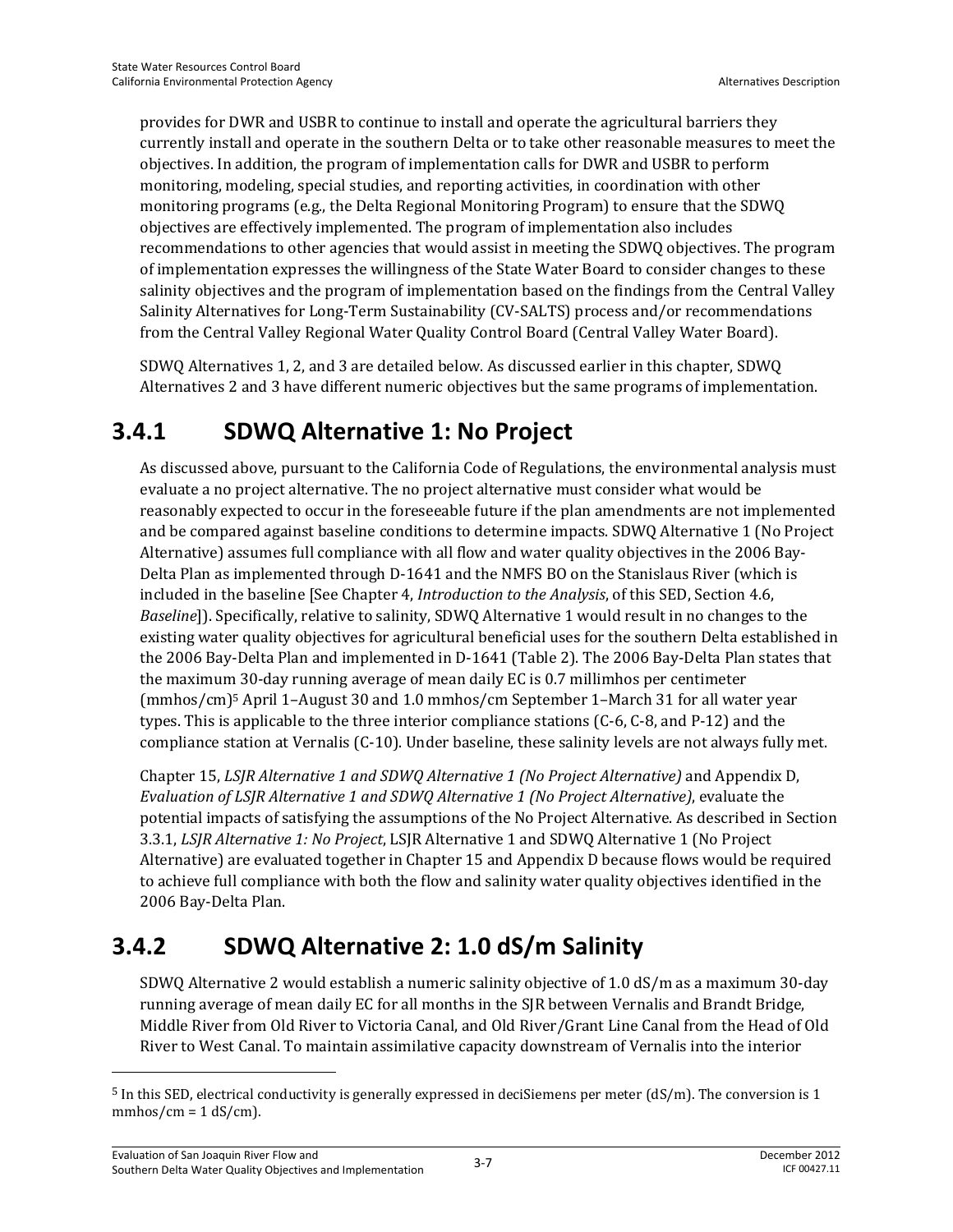provides for DWR and USBR to continue to install and operate the agricultural barriers they currently install and operate in the southern Delta or to take other reasonable measures to meet the objectives. In addition, the program of implementation calls for DWR and USBR to perform monitoring, modeling, special studies, and reporting activities, in coordination with other monitoring programs (e.g., the Delta Regional Monitoring Program) to ensure that the SDWQ objectives are effectively implemented. The program of implementation also includes recommendations to other agencies that would assist in meeting the SDWQ objectives. The program of implementation expresses the willingness of the State Water Board to consider changes to these salinity objectives and the program of implementation based on the findings from the Central Valley Salinity Alternatives for Long-Term Sustainability (CV-SALTS) process and/or recommendations from the Central Valley Regional Water Quality Control Board (Central Valley Water Board).

SDWQ Alternatives 1, 2, and 3 are detailed below. As discussed earlier in this chapter, SDWQ Alternatives 2 and 3 have different numeric objectives but the same programs of implementation.

## 3.4.1 SDWQ Alternative 1: No Project

As discussed above, pursuant to the California Code of Regulations, the environmental analysis must evaluate a no project alternative. The no project alternative must consider what would be reasonably expected to occur in the foreseeable future if the plan amendments are not implemented and be compared against baseline conditions to determine impacts. SDWQ Alternative 1 (No Project Alternative) assumes full compliance with all flow and water quality objectives in the 2006 Bay-Delta Plan as implemented through D-1641 and the NMFS BO on the Stanislaus River (which is included in the baseline [See Chapter 4, *Introduction to the Analysis*, of this SED, Section 4.6, *Baseline*]). Specifically, relative to salinity, SDWQ Alternative 1 would result in no changes to the existing water quality objectives for agricultural beneficial uses for the southern Delta established in the 2006 Bay-Delta Plan and implemented in D-1641 (Table 2). The 2006 Bay-Delta Plan states that the maximum 30-day running average of mean daily EC is 0.7 millimhos per centimeter (mmhos/cm)[5] April 1–August 30 and 1.0 mmhos/cm September 1–March 31 for all water year types. This is applicable to the three interior compliance stations (C-6, C-8, and P-12) and the compliance station at Vernalis (C-10). Under baseline, these salinity levels are not always fully met.

Chapter 15, *LSJR Alternative 1 and SDWQ Alternative 1 (No Project Alternative)* and Appendix D, *Evaluation of LSJR Alternative 1 and SDWQ Alternative 1 (No Project Alternative)*, evaluate the potential impacts of satisfying the assumptions of the No Project Alternative. As described in Section 3.3.1, *LSJR Alternative 1: No Project*, LSJR Alternative 1 and SDWQ Alternative 1 (No Project Alternative) are evaluated together in Chapter 15 and Appendix D because flows would be required to achieve full compliance with both the flow and salinity water quality objectives identified in the 2006 Bay-Delta Plan.

## 3.4.2 SDWQ Alternative 2: 1.0 dS/m Salinity

SDWQ Alternative 2 would establish a numeric salinity objective of 1.0 dS/m as a maximum 30-day running average of mean daily EC for all months in the SJR between Vernalis and Brandt Bridge, Middle River from Old River to Victoria Canal, and Old River/Grant Line Canal from the Head of Old River to West Canal. To maintain assimilative capacity downstream of Vernalis into the interior

---

[5] In this SED, electrical conductivity is generally expressed in deciSiemens per meter (dS/m). The conversion is 1 mmhos/cm = 1 dS/cm).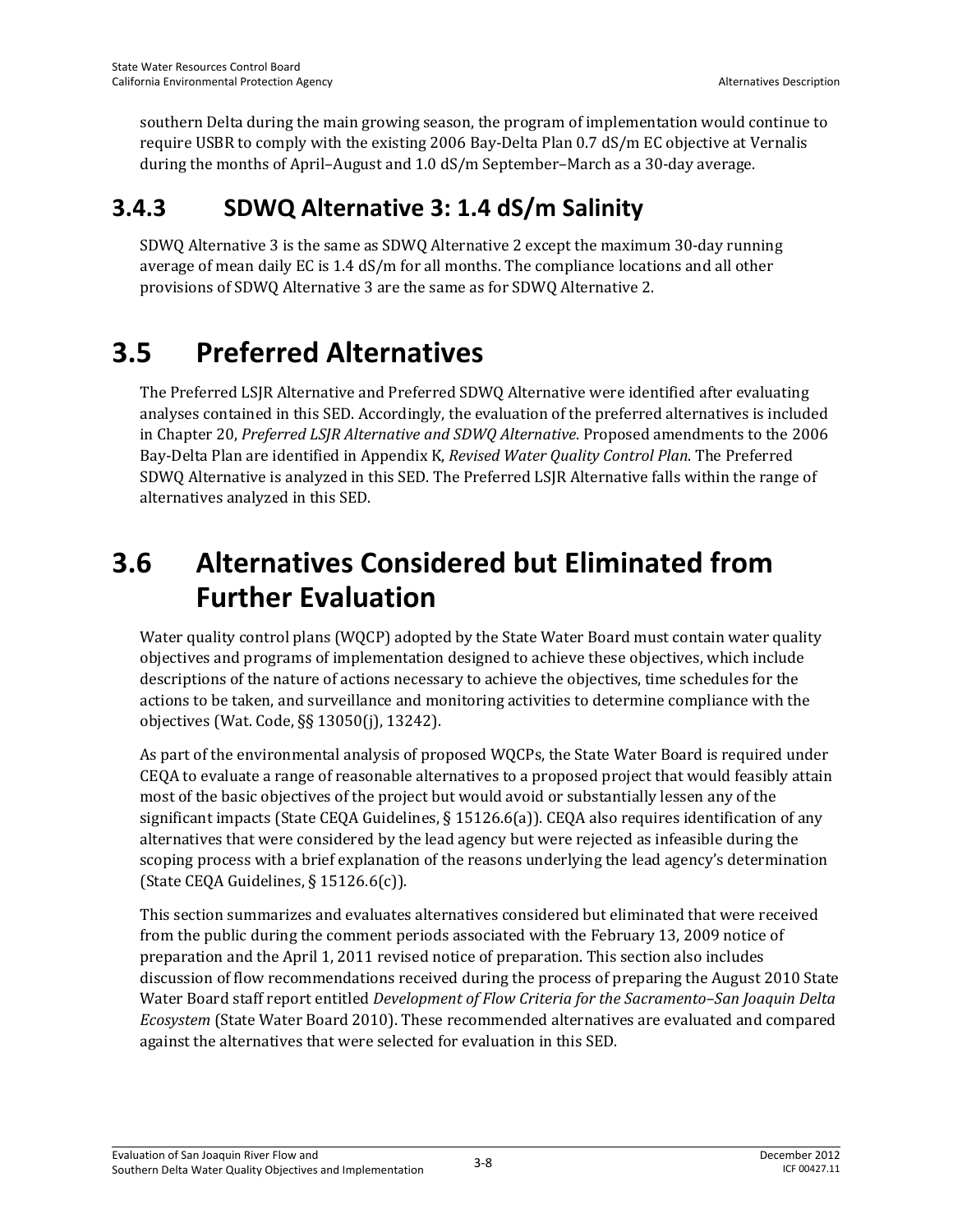southern Delta during the main growing season, the program of implementation would continue to require USBR to comply with the existing 2006 Bay-Delta Plan 0.7 dS/m EC objective at Vernalis during the months of April–August and 1.0 dS/m September–March as a 30-day average.

### 3.4.3 SDWQ Alternative 3: 1.4 dS/m Salinity

SDWQ Alternative 3 is the same as SDWQ Alternative 2 except the maximum 30-day running average of mean daily EC is 1.4 dS/m for all months. The compliance locations and all other provisions of SDWQ Alternative 3 are the same as for SDWQ Alternative 2.

## 3.5 Preferred Alternatives

The Preferred LSJR Alternative and Preferred SDWQ Alternative were identified after evaluating analyses contained in this SED. Accordingly, the evaluation of the preferred alternatives is included in Chapter 20, *Preferred LSJR Alternative and SDWQ Alternative*. Proposed amendments to the 2006 Bay-Delta Plan are identified in Appendix K, *Revised Water Quality Control Plan*. The Preferred SDWQ Alternative is analyzed in this SED. The Preferred LSJR Alternative falls within the range of alternatives analyzed in this SED.

## 3.6 Alternatives Considered but Eliminated from Further Evaluation

Water quality control plans (WQCP) adopted by the State Water Board must contain water quality objectives and programs of implementation designed to achieve these objectives, which include descriptions of the nature of actions necessary to achieve the objectives, time schedules for the actions to be taken, and surveillance and monitoring activities to determine compliance with the objectives (Wat. Code, §§ 13050(j), 13242).

As part of the environmental analysis of proposed WQCPs, the State Water Board is required under CEQA to evaluate a range of reasonable alternatives to a proposed project that would feasibly attain most of the basic objectives of the project but would avoid or substantially lessen any of the significant impacts (State CEQA Guidelines, § 15126.6(a)). CEQA also requires identification of any alternatives that were considered by the lead agency but were rejected as infeasible during the scoping process with a brief explanation of the reasons underlying the lead agency's determination (State CEQA Guidelines, § 15126.6(c)).

This section summarizes and evaluates alternatives considered but eliminated that were received from the public during the comment periods associated with the February 13, 2009 notice of preparation and the April 1, 2011 revised notice of preparation. This section also includes discussion of flow recommendations received during the process of preparing the August 2010 State Water Board staff report entitled *Development of Flow Criteria for the Sacramento–San Joaquin Delta Ecosystem* (State Water Board 2010). These recommended alternatives are evaluated and compared against the alternatives that were selected for evaluation in this SED.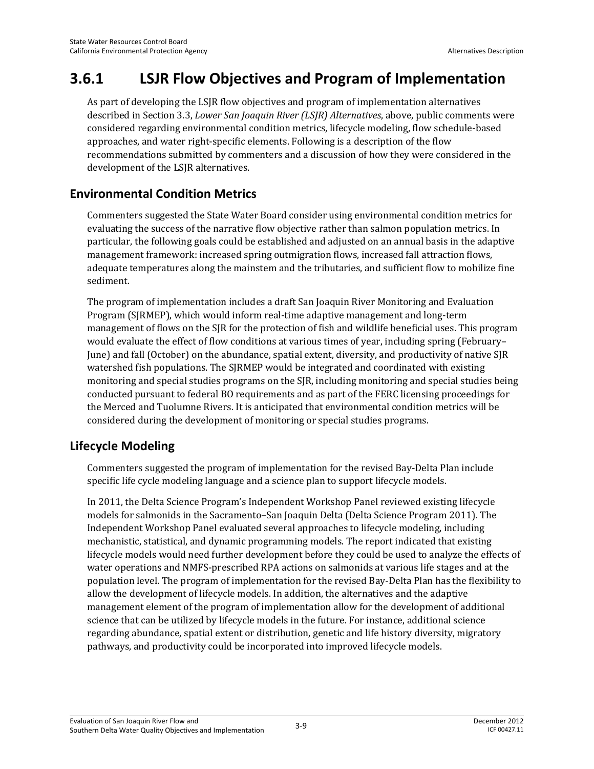## 3.6.1 LSJR Flow Objectives and Program of Implementation

As part of developing the LSJR flow objectives and program of implementation alternatives described in Section 3.3, *Lower San Joaquin River (LSJR) Alternatives*, above, public comments were considered regarding environmental condition metrics, lifecycle modeling, flow schedule-based approaches, and water right-specific elements. Following is a description of the flow recommendations submitted by commenters and a discussion of how they were considered in the development of the LSJR alternatives.

### Environmental Condition Metrics

Commenters suggested the State Water Board consider using environmental condition metrics for evaluating the success of the narrative flow objective rather than salmon population metrics. In particular, the following goals could be established and adjusted on an annual basis in the adaptive management framework: increased spring outmigration flows, increased fall attraction flows, adequate temperatures along the mainstem and the tributaries, and sufficient flow to mobilize fine sediment.

The program of implementation includes a draft San Joaquin River Monitoring and Evaluation Program (SJRMEP), which would inform real-time adaptive management and long-term management of flows on the SJR for the protection of fish and wildlife beneficial uses. This program would evaluate the effect of flow conditions at various times of year, including spring (February–June) and fall (October) on the abundance, spatial extent, diversity, and productivity of native SJR watershed fish populations. The SJRMEP would be integrated and coordinated with existing monitoring and special studies programs on the SJR, including monitoring and special studies being conducted pursuant to federal BO requirements and as part of the FERC licensing proceedings for the Merced and Tuolumne Rivers. It is anticipated that environmental condition metrics will be considered during the development of monitoring or special studies programs.

### Lifecycle Modeling

Commenters suggested the program of implementation for the revised Bay-Delta Plan include specific life cycle modeling language and a science plan to support lifecycle models.

In 2011, the Delta Science Program's Independent Workshop Panel reviewed existing lifecycle models for salmonids in the Sacramento–San Joaquin Delta (Delta Science Program 2011). The Independent Workshop Panel evaluated several approaches to lifecycle modeling, including mechanistic, statistical, and dynamic programming models. The report indicated that existing lifecycle models would need further development before they could be used to analyze the effects of water operations and NMFS-prescribed RPA actions on salmonids at various life stages and at the population level. The program of implementation for the revised Bay-Delta Plan has the flexibility to allow the development of lifecycle models. In addition, the alternatives and the adaptive management element of the program of implementation allow for the development of additional science that can be utilized by lifecycle models in the future. For instance, additional science regarding abundance, spatial extent or distribution, genetic and life history diversity, migratory pathways, and productivity could be incorporated into improved lifecycle models.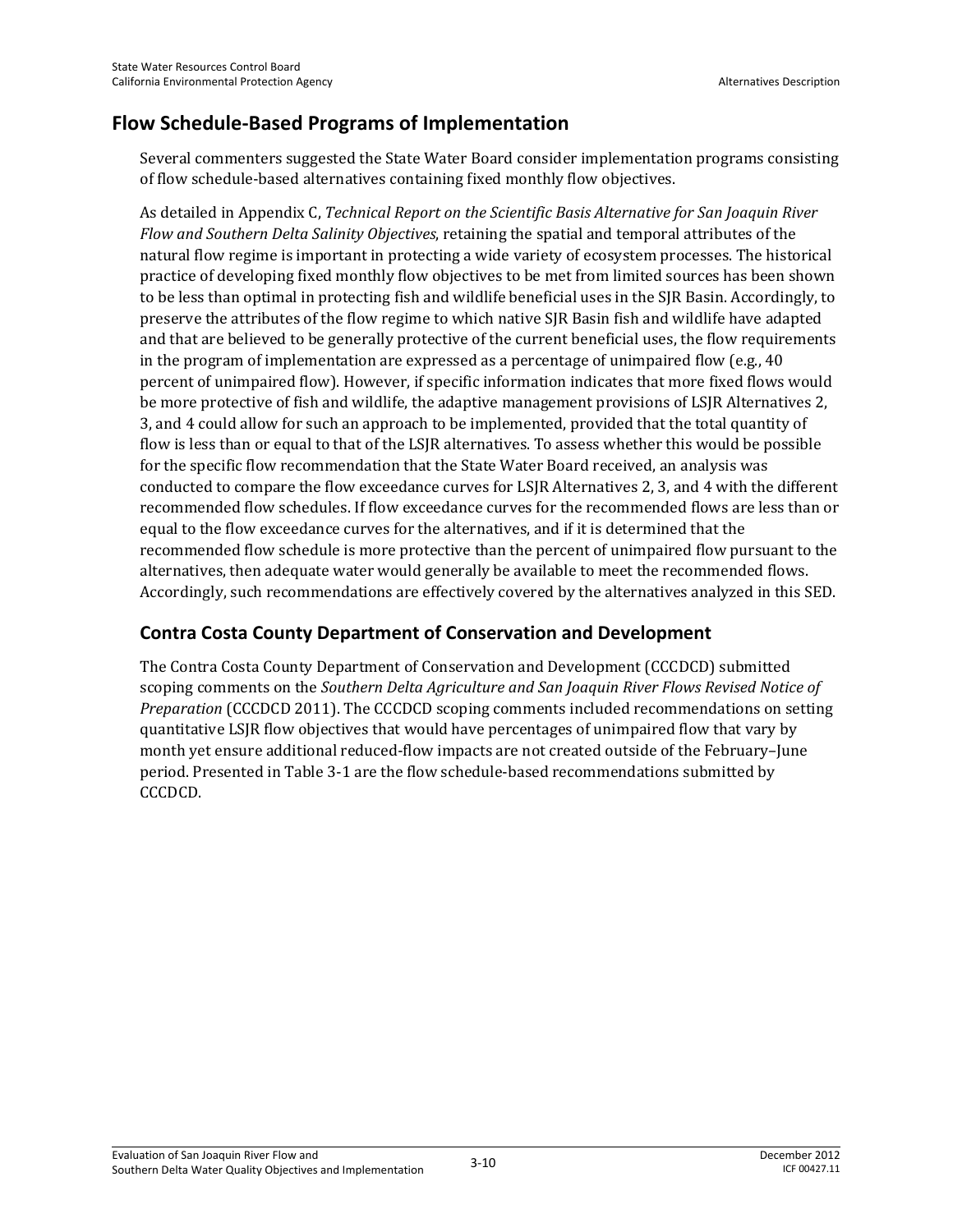## Flow Schedule-Based Programs of Implementation

Several commenters suggested the State Water Board consider implementation programs consisting of flow schedule-based alternatives containing fixed monthly flow objectives.

As detailed in Appendix C, *Technical Report on the Scientific Basis Alternative for San Joaquin River Flow and Southern Delta Salinity Objectives*, retaining the spatial and temporal attributes of the natural flow regime is important in protecting a wide variety of ecosystem processes. The historical practice of developing fixed monthly flow objectives to be met from limited sources has been shown to be less than optimal in protecting fish and wildlife beneficial uses in the SJR Basin. Accordingly, to preserve the attributes of the flow regime to which native SJR Basin fish and wildlife have adapted and that are believed to be generally protective of the current beneficial uses, the flow requirements in the program of implementation are expressed as a percentage of unimpaired flow (e.g., 40 percent of unimpaired flow). However, if specific information indicates that more fixed flows would be more protective of fish and wildlife, the adaptive management provisions of LSJR Alternatives 2, 3, and 4 could allow for such an approach to be implemented, provided that the total quantity of flow is less than or equal to that of the LSJR alternatives. To assess whether this would be possible for the specific flow recommendation that the State Water Board received, an analysis was conducted to compare the flow exceedance curves for LSJR Alternatives 2, 3, and 4 with the different recommended flow schedules. If flow exceedance curves for the recommended flows are less than or equal to the flow exceedance curves for the alternatives, and if it is determined that the recommended flow schedule is more protective than the percent of unimpaired flow pursuant to the alternatives, then adequate water would generally be available to meet the recommended flows. Accordingly, such recommendations are effectively covered by the alternatives analyzed in this SED.

### Contra Costa County Department of Conservation and Development

The Contra Costa County Department of Conservation and Development (CCCDCD) submitted scoping comments on the *Southern Delta Agriculture and San Joaquin River Flows Revised Notice of Preparation* (CCCDCD 2011). The CCCDCD scoping comments included recommendations on setting quantitative LSJR flow objectives that would have percentages of unimpaired flow that vary by month yet ensure additional reduced-flow impacts are not created outside of the February–June period. Presented in Table 3-1 are the flow schedule-based recommendations submitted by CCCDCD.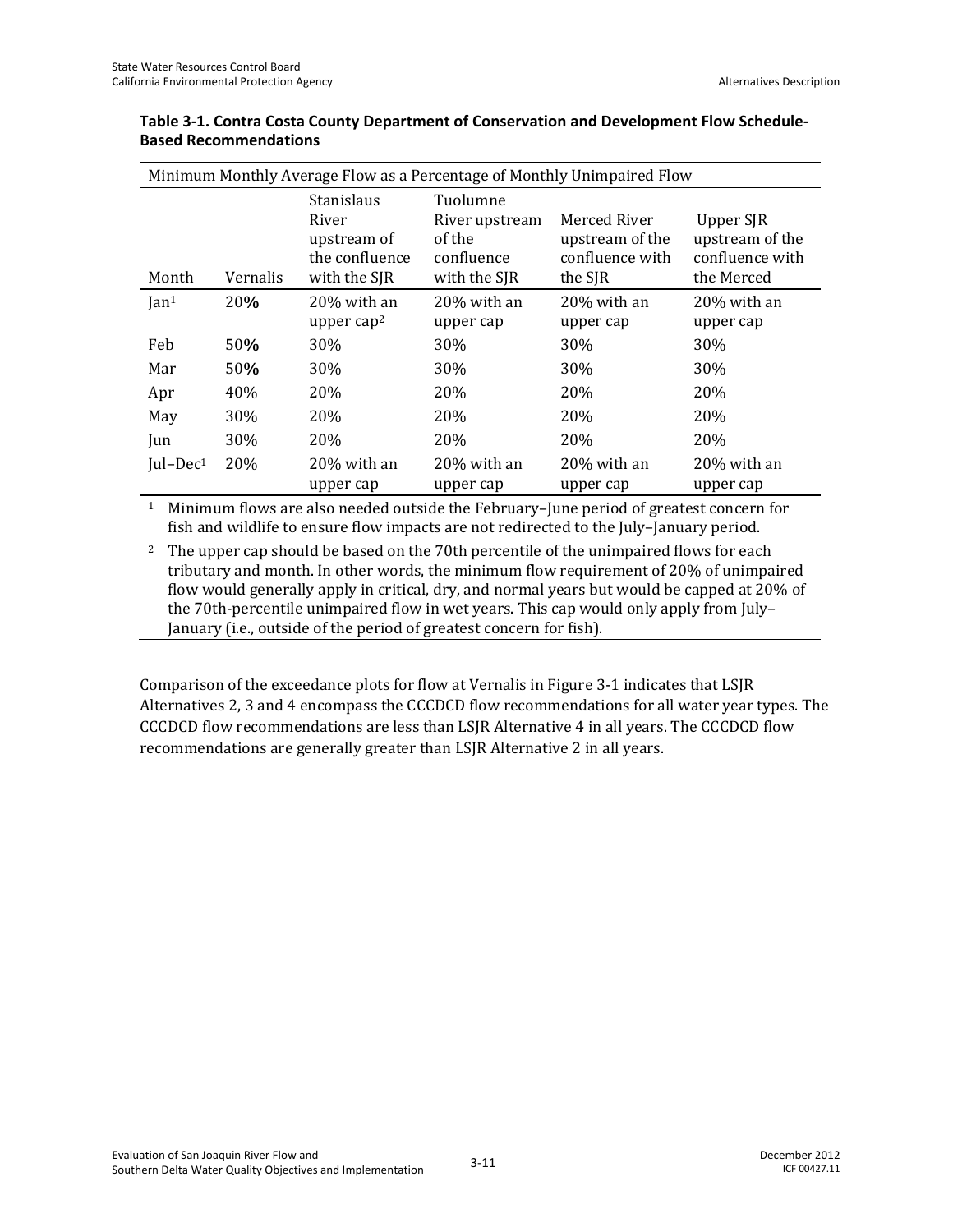**Table 3-1. Contra Costa County Department of Conservation and Development Flow Schedule-Based Recommendations**

| Minimum Monthly Average Flow as a Percentage of Monthly Unimpaired Flow | | | | | |
|---|---|---|---|---|---|
| Month | Vernalis | Stanislaus River upstream of the confluence with the SJR | Tuolumne River upstream of the confluence with the SJR | Merced River upstream of the confluence with the SJR | Upper SJR upstream of the confluence with the Merced |
| Jan[1] | 20**%** | 20% with an upper cap[2] | 20% with an upper cap | 20% with an upper cap | 20% with an upper cap |
| Feb | 50**%** | 30% | 30% | 30% | 30% |
| Mar | 50**%** | 30% | 30% | 30% | 30% |
| Apr | 40% | 20% | 20% | 20% | 20% |
| May | 30% | 20% | 20% | 20% | 20% |
| Jun | 30% | 20% | 20% | 20% | 20% |
| Jul–Dec[1] | 20% | 20% with an upper cap | 20% with an upper cap | 20% with an upper cap | 20% with an upper cap |

[1] Minimum flows are also needed outside the February–June period of greatest concern for fish and wildlife to ensure flow impacts are not redirected to the July–January period.

[2] The upper cap should be based on the 70th percentile of the unimpaired flows for each tributary and month. In other words, the minimum flow requirement of 20% of unimpaired flow would generally apply in critical, dry, and normal years but would be capped at 20% of the 70th-percentile unimpaired flow in wet years. This cap would only apply from July–January (i.e., outside of the period of greatest concern for fish).

Comparison of the exceedance plots for flow at Vernalis in Figure 3-1 indicates that LSJR Alternatives 2, 3 and 4 encompass the CCCDCD flow recommendations for all water year types. The CCCDCD flow recommendations are less than LSJR Alternative 4 in all years. The CCCDCD flow recommendations are generally greater than LSJR Alternative 2 in all years.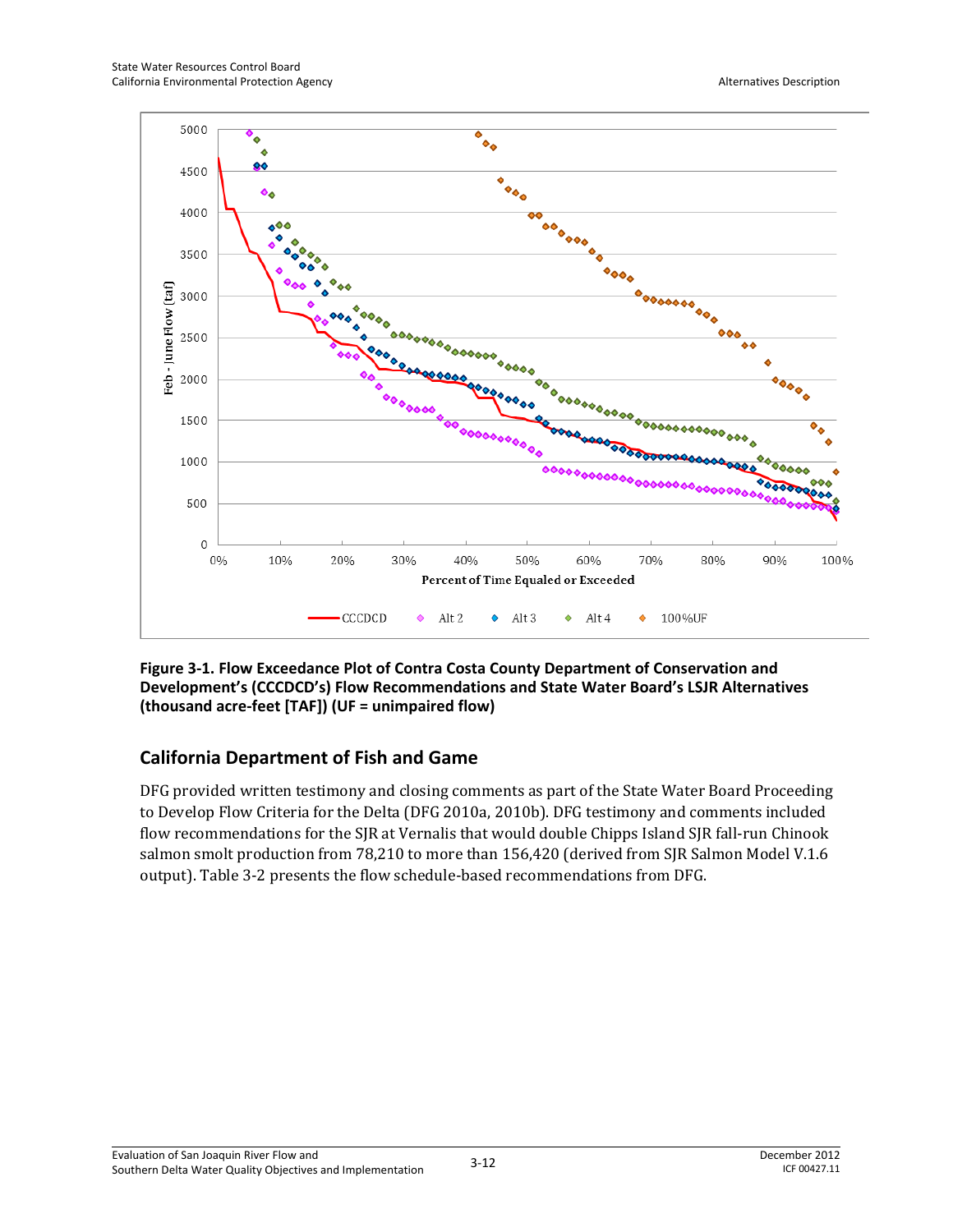**Figure 3-1. Flow Exceedance Plot of Contra Costa County Department of Conservation and Development's (CCCDCD's) Flow Recommendations and State Water Board's LSJR Alternatives (thousand acre-feet [TAF]) (UF = unimpaired flow)**

## California Department of Fish and Game

DFG provided written testimony and closing comments as part of the State Water Board Proceeding to Develop Flow Criteria for the Delta (DFG 2010a, 2010b). DFG testimony and comments included flow recommendations for the SJR at Vernalis that would double Chipps Island SJR fall-run Chinook salmon smolt production from 78,210 to more than 156,420 (derived from SJR Salmon Model V.1.6 output). Table 3-2 presents the flow schedule-based recommendations from DFG.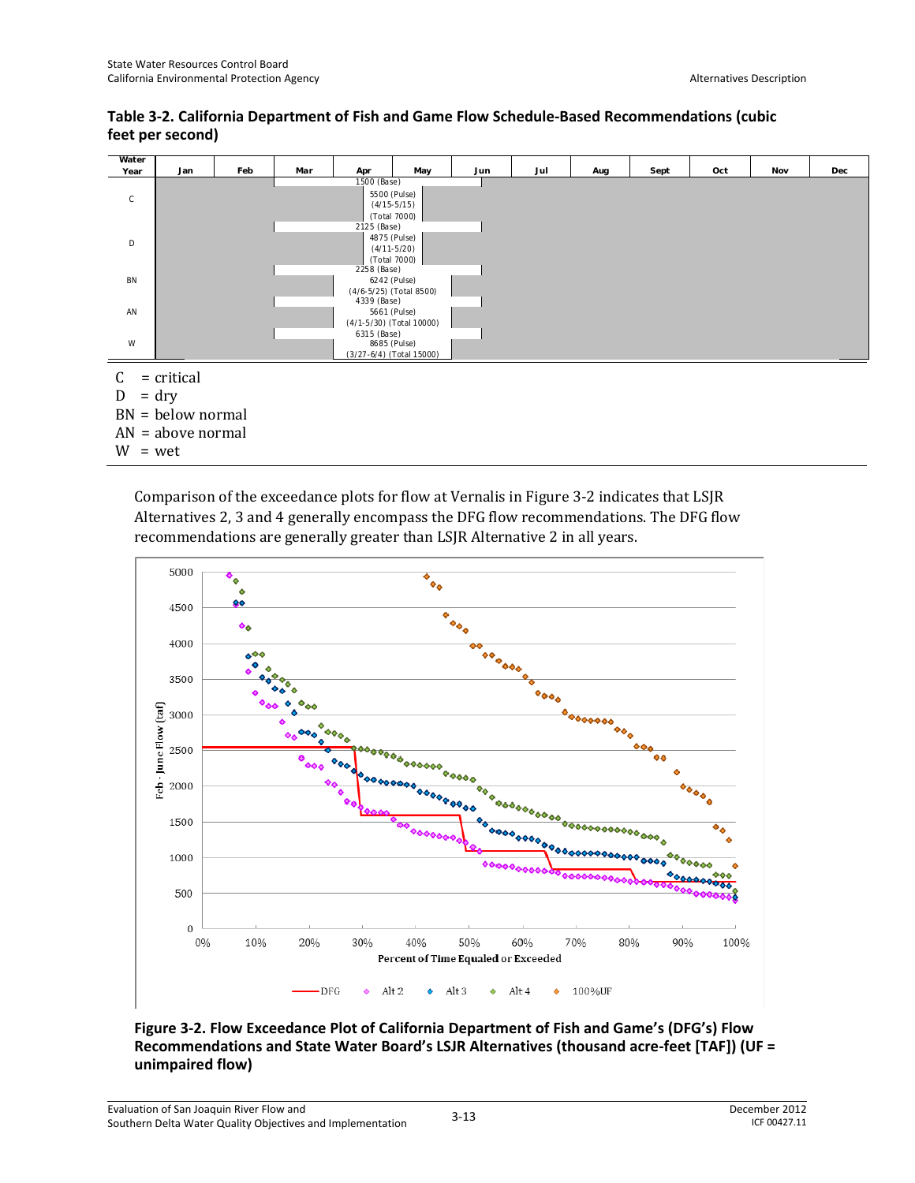**Table 3-2. California Department of Fish and Game Flow Schedule-Based Recommendations (cubic feet per second)**

| Water Year | Jan | Feb | Mar | Apr | May | Jun | Jul | Aug | Sept | Oct | Nov | Dec |
|---|---|---|---|---|---|---|---|---|---|---|---|---|
| C | | | | 1500 (Base) 5500 (Pulse) (4/15-5/15) (Total 7000) | | | | | | | | |
| D | | | | 2125 (Base) 4875 (Pulse) (4/11-5/20) (Total 7000) | | | | | | | | |
| BN | | | | 2258 (Base) 6242 (Pulse) (4/6-5/25) (Total 8500) | | | | | | | | |
| AN | | | | 4339 (Base) 5661 (Pulse) (4/1-5/30) (Total 10000) | | | | | | | | |
| W | | | | 6315 (Base) 8685 (Pulse) (3/27-6/4) (Total 15000) | | | | | | | | |

C = critical
D = dry
BN = below normal
AN = above normal
W = wet

Comparison of the exceedance plots for flow at Vernalis in Figure 3-2 indicates that LSJR Alternatives 2, 3 and 4 generally encompass the DFG flow recommendations. The DFG flow recommendations are generally greater than LSJR Alternative 2 in all years.

**Figure 3-2. Flow Exceedance Plot of California Department of Fish and Game's (DFG's) Flow Recommendations and State Water Board's LSJR Alternatives (thousand acre-feet [TAF]) (UF = unimpaired flow)**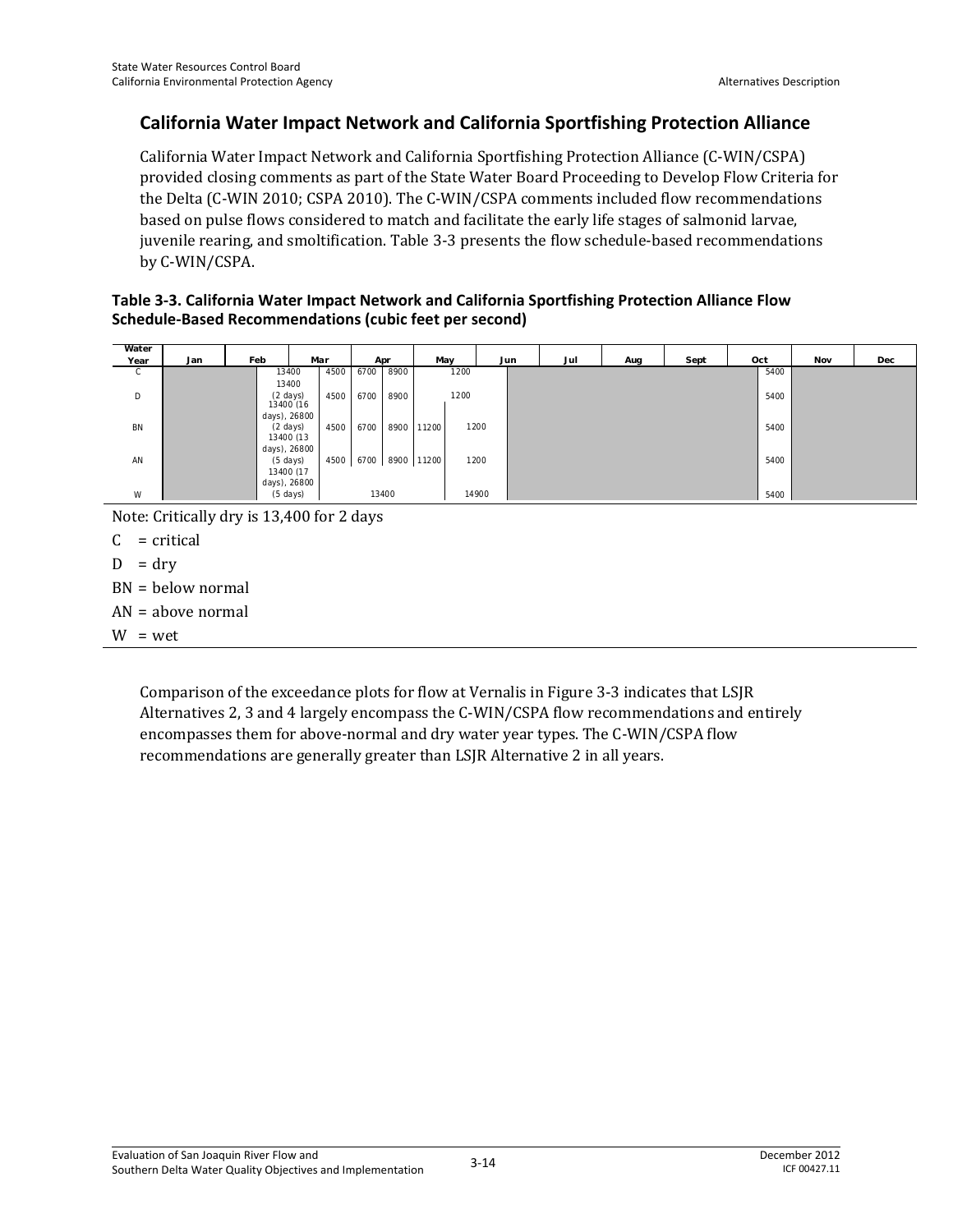## California Water Impact Network and California Sportfishing Protection Alliance

California Water Impact Network and California Sportfishing Protection Alliance (C-WIN/CSPA) provided closing comments as part of the State Water Board Proceeding to Develop Flow Criteria for the Delta (C-WIN 2010; CSPA 2010). The C-WIN/CSPA comments included flow recommendations based on pulse flows considered to match and facilitate the early life stages of salmonid larvae, juvenile rearing, and smoltification. Table 3-3 presents the flow schedule-based recommendations by C-WIN/CSPA.

**Table 3-3. California Water Impact Network and California Sportfishing Protection Alliance Flow Schedule-Based Recommendations (cubic feet per second)**

| Water Year | Jan | Feb | Mar | | Apr | | May | | Jun | Jul | Aug | Sept | Oct | Nov | Dec |
|---|---|---|---|---|---|---|---|---|---|---|---|---|---|---|---|
| C | | 13400 | 4500 | | 6700 | 8900 | | 1200 | | | | | 5400 | | |
| D | | 13400 (2 days) | 4500 | | 6700 | 8900 | | 1200 | | | | | 5400 | | |
| BN | | 13400 (16 days), 26800 (2 days) | 4500 | | 6700 | 8900 | 11200 | 1200 | | | | | 5400 | | |
| AN | | 13400 (13 days), 26800 (5 days) | 4500 | | 6700 | 8900 | 11200 | 1200 | | | | | 5400 | | |
| W | | 13400 (17 days), 26800 (5 days) | | | 13400 | | | 14900 | | | | | 5400 | | |

Note: Critically dry is 13,400 for 2 days

C = critical

D = dry

BN = below normal

AN = above normal

W = wet

Comparison of the exceedance plots for flow at Vernalis in Figure 3-3 indicates that LSJR Alternatives 2, 3 and 4 largely encompass the C-WIN/CSPA flow recommendations and entirely encompasses them for above-normal and dry water year types. The C-WIN/CSPA flow recommendations are generally greater than LSJR Alternative 2 in all years.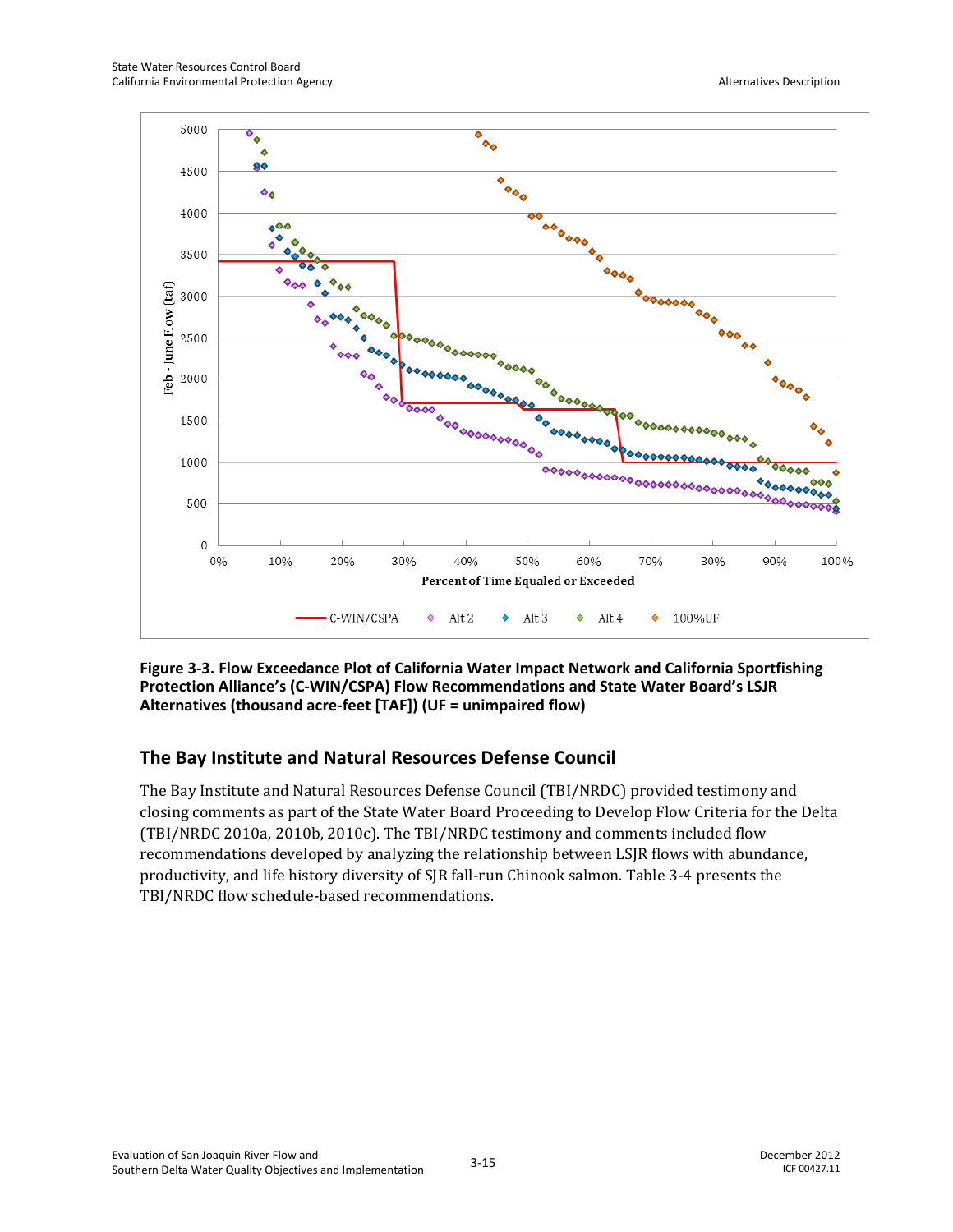**Figure 3-3. Flow Exceedance Plot of California Water Impact Network and California Sportfishing Protection Alliance's (C-WIN/CSPA) Flow Recommendations and State Water Board's LSJR Alternatives (thousand acre-feet [TAF]) (UF = unimpaired flow)**

## The Bay Institute and Natural Resources Defense Council

The Bay Institute and Natural Resources Defense Council (TBI/NRDC) provided testimony and closing comments as part of the State Water Board Proceeding to Develop Flow Criteria for the Delta (TBI/NRDC 2010a, 2010b, 2010c). The TBI/NRDC testimony and comments included flow recommendations developed by analyzing the relationship between LSJR flows with abundance, productivity, and life history diversity of SJR fall-run Chinook salmon. Table 3-4 presents the TBI/NRDC flow schedule-based recommendations.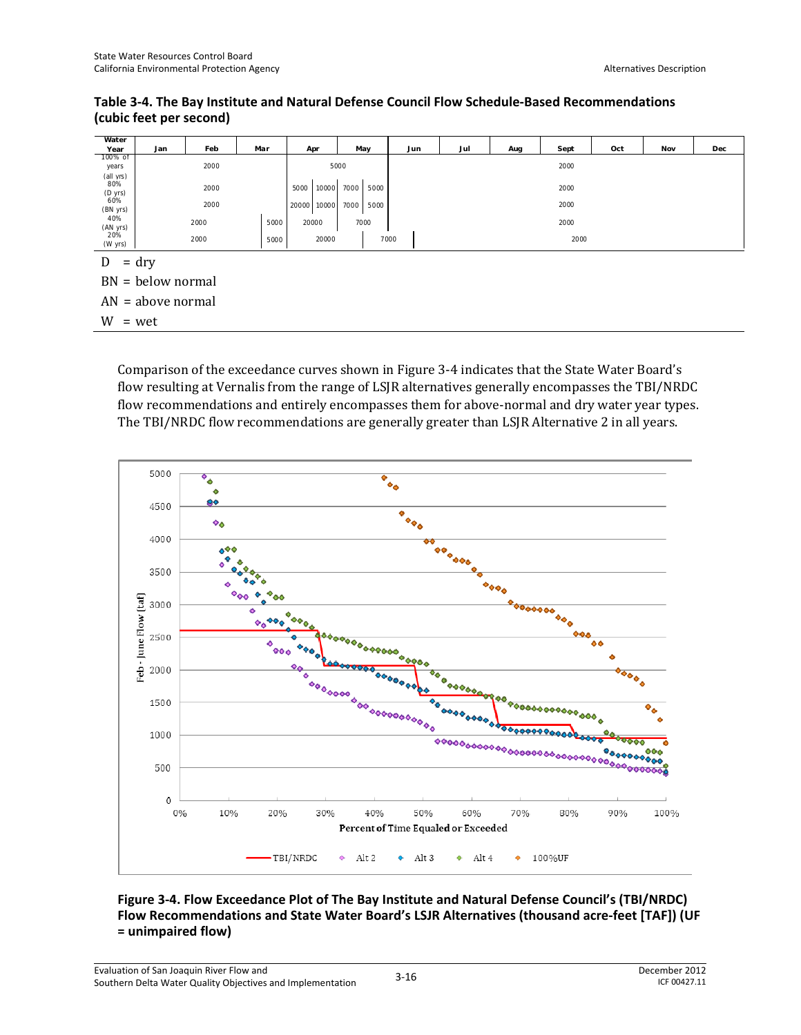**Table 3-4. The Bay Institute and Natural Defense Council Flow Schedule-Based Recommendations (cubic feet per second)**

| Water Year | Jan | Feb | Mar | Apr | | May | | Jun | Jul | Aug | Sept | Oct | Nov | Dec |
|---|---|---|---|---|---|---|---|---|---|---|---|---|---|---|
| 100% of years (all yrs) | | 2000 | | 5000 | | | | | | | 2000 | | | |
| 80% (D yrs) | | 2000 | | 5000 | 10000 | 7000 | 5000 | | | | 2000 | | | |
| 60% (BN yrs) | | 2000 | | 20000 | 10000 | 7000 | 5000 | | | | 2000 | | | |
| 40% (AN yrs) | | 2000 | 5000 | 20000 | | 7000 | | | | | 2000 | | | |
| 20% (W yrs) | | 2000 | 5000 | 20000 | | 7000 | | | | | 2000 | | | |

D = dry

BN = below normal

AN = above normal

W = wet

Comparison of the exceedance curves shown in Figure 3-4 indicates that the State Water Board's flow resulting at Vernalis from the range of LSJR alternatives generally encompasses the TBI/NRDC flow recommendations and entirely encompasses them for above-normal and dry water year types. The TBI/NRDC flow recommendations are generally greater than LSJR Alternative 2 in all years.

**Figure 3-4. Flow Exceedance Plot of The Bay Institute and Natural Defense Council's (TBI/NRDC) Flow Recommendations and State Water Board's LSJR Alternatives (thousand acre-feet [TAF]) (UF = unimpaired flow)**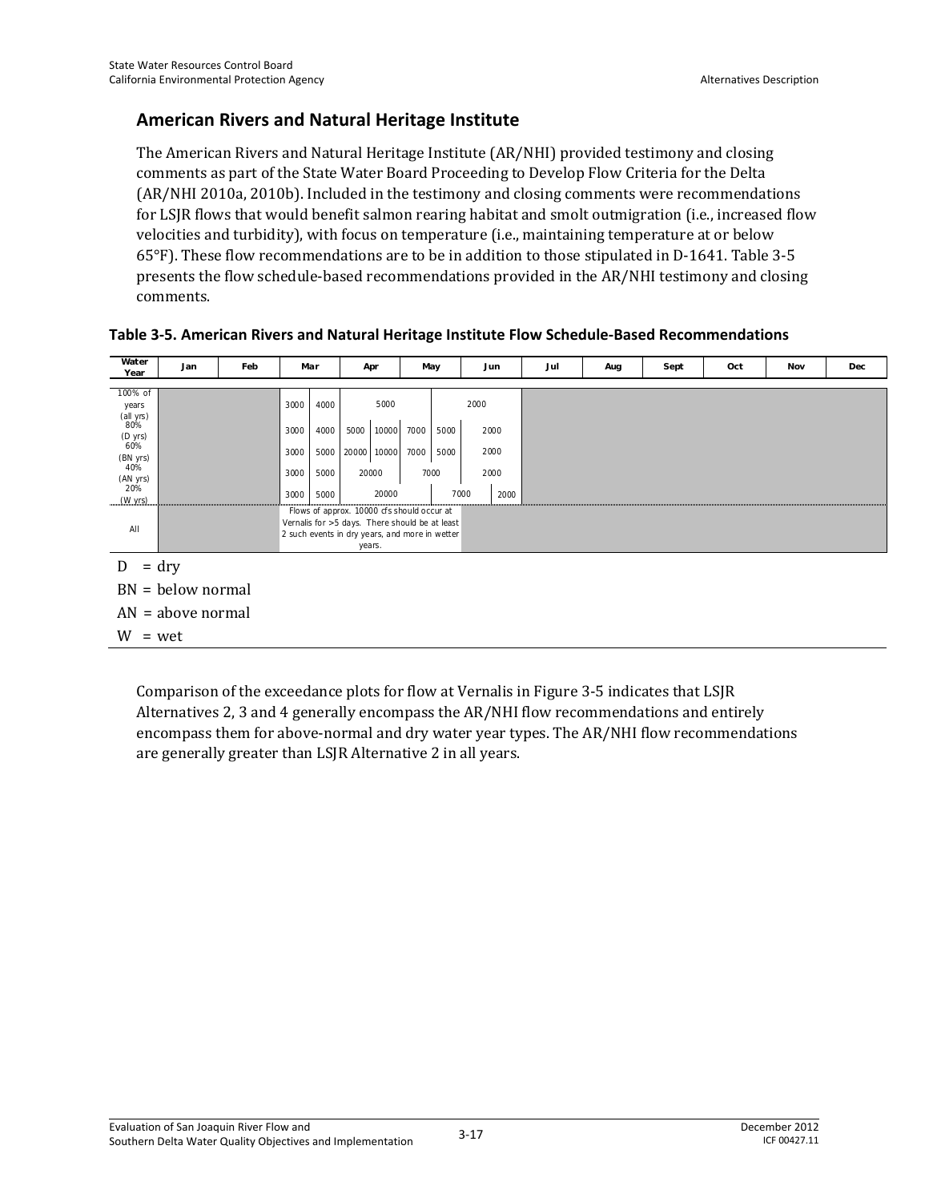## American Rivers and Natural Heritage Institute

The American Rivers and Natural Heritage Institute (AR/NHI) provided testimony and closing comments as part of the State Water Board Proceeding to Develop Flow Criteria for the Delta (AR/NHI 2010a, 2010b). Included in the testimony and closing comments were recommendations for LSJR flows that would benefit salmon rearing habitat and smolt outmigration (i.e., increased flow velocities and turbidity), with focus on temperature (i.e., maintaining temperature at or below 65°F). These flow recommendations are to be in addition to those stipulated in D-1641. Table 3-5 presents the flow schedule-based recommendations provided in the AR/NHI testimony and closing comments.

**Table 3-5. American Rivers and Natural Heritage Institute Flow Schedule-Based Recommendations**

| Water Year | Jan | Feb | Mar | | Apr | | May | | Jun | | Jul | Aug | Sept | Oct | Nov | Dec |
|---|---|---|---|---|---|---|---|---|---|---|---|---|---|---|---|---|
| 100% of years (all yrs) | | | 3000 | 4000 | 5000 | | | | 2000 | | | | | | | |
| 80% (D yrs) | | | 3000 | 4000 | 5000 | 10000 | 7000 | 5000 | 2000 | | | | | | | |
| 60% (BN yrs) | | | 3000 | 5000 | 20000 | 10000 | 7000 | 5000 | 2000 | | | | | | | |
| 40% (AN yrs) | | | 3000 | 5000 | 20000 | | 7000 | | 2000 | | | | | | | |
| 20% (W yrs) | | | 3000 | 5000 | 20000 | | 7000 | | | 2000 | | | | | | |
| All | | | Flows of approx. 10000 cfs should occur at Vernalis for >5 days. There should be at least 2 such events in dry years, and more in wetter years. | | | | | | | | | | | | | |

D = dry

BN = below normal

AN = above normal

W = wet

Comparison of the exceedance plots for flow at Vernalis in Figure 3-5 indicates that LSJR Alternatives 2, 3 and 4 generally encompass the AR/NHI flow recommendations and entirely encompass them for above-normal and dry water year types. The AR/NHI flow recommendations are generally greater than LSJR Alternative 2 in all years.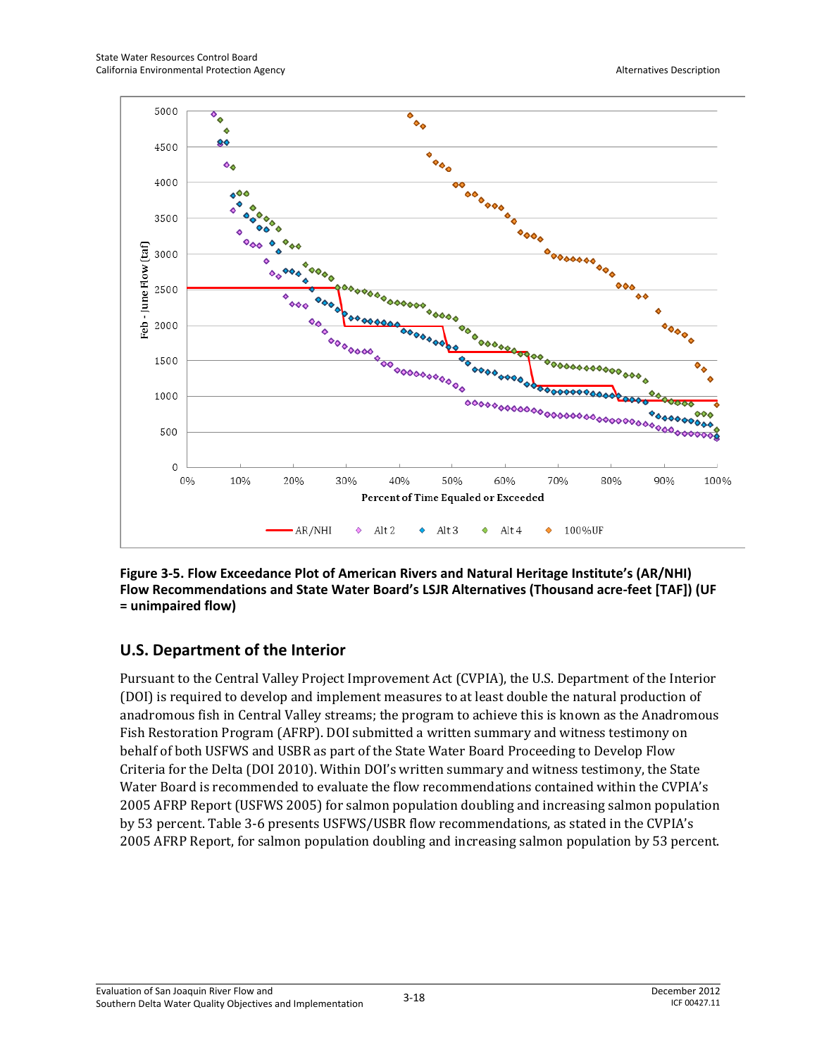**Figure 3-5. Flow Exceedance Plot of American Rivers and Natural Heritage Institute's (AR/NHI) Flow Recommendations and State Water Board's LSJR Alternatives (Thousand acre-feet [TAF]) (UF = unimpaired flow)**

## U.S. Department of the Interior

Pursuant to the Central Valley Project Improvement Act (CVPIA), the U.S. Department of the Interior (DOI) is required to develop and implement measures to at least double the natural production of anadromous fish in Central Valley streams; the program to achieve this is known as the Anadromous Fish Restoration Program (AFRP). DOI submitted a written summary and witness testimony on behalf of both USFWS and USBR as part of the State Water Board Proceeding to Develop Flow Criteria for the Delta (DOI 2010). Within DOI's written summary and witness testimony, the State Water Board is recommended to evaluate the flow recommendations contained within the CVPIA's 2005 AFRP Report (USFWS 2005) for salmon population doubling and increasing salmon population by 53 percent. Table 3-6 presents USFWS/USBR flow recommendations, as stated in the CVPIA's 2005 AFRP Report, for salmon population doubling and increasing salmon population by 53 percent.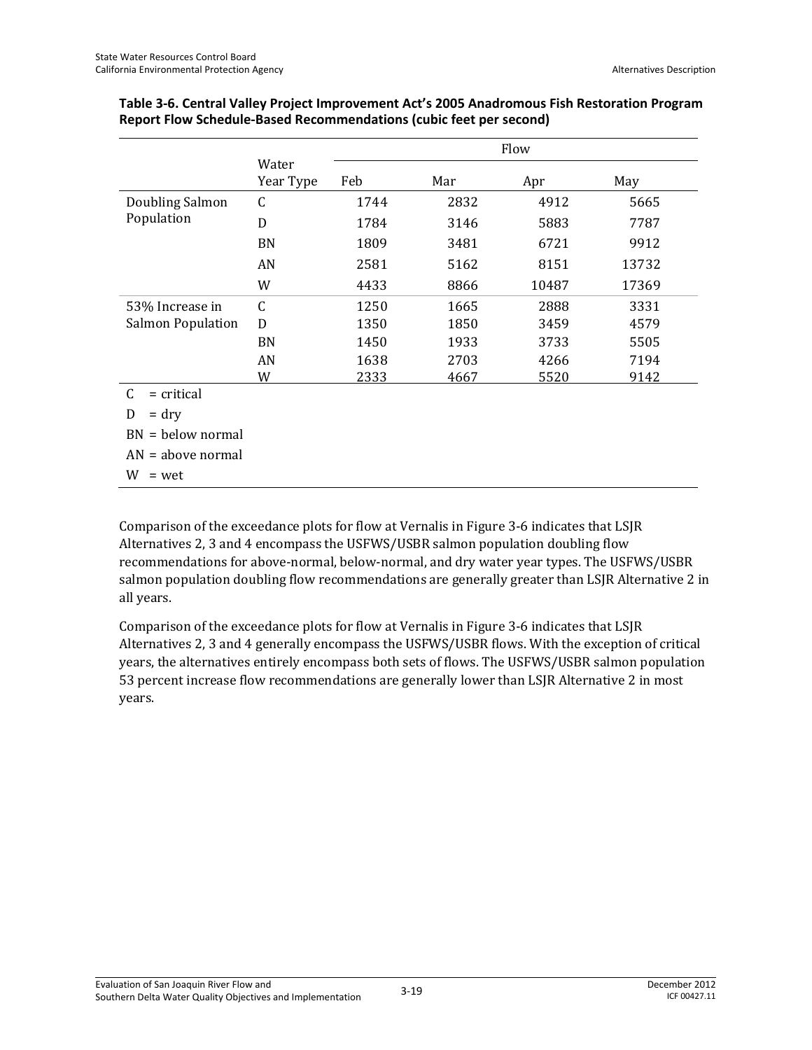**Table 3-6. Central Valley Project Improvement Act's 2005 Anadromous Fish Restoration Program Report Flow Schedule-Based Recommendations (cubic feet per second)**

| | Water Year Type | Flow | | | |
|---|---|---|---|---|---|
| | | Feb | Mar | Apr | May |
| Doubling Salmon Population | C | 1744 | 2832 | 4912 | 5665 |
| | D | 1784 | 3146 | 5883 | 7787 |
| | BN | 1809 | 3481 | 6721 | 9912 |
| | AN | 2581 | 5162 | 8151 | 13732 |
| | W | 4433 | 8866 | 10487 | 17369 |
| 53% Increase in Salmon Population | C | 1250 | 1665 | 2888 | 3331 |
| | D | 1350 | 1850 | 3459 | 4579 |
| | BN | 1450 | 1933 | 3733 | 5505 |
| | AN | 1638 | 2703 | 4266 | 7194 |
| | W | 2333 | 4667 | 5520 | 9142 |

C = critical

D = dry

BN = below normal

AN = above normal

W = wet

Comparison of the exceedance plots for flow at Vernalis in Figure 3-6 indicates that LSJR Alternatives 2, 3 and 4 encompass the USFWS/USBR salmon population doubling flow recommendations for above-normal, below-normal, and dry water year types. The USFWS/USBR salmon population doubling flow recommendations are generally greater than LSJR Alternative 2 in all years.

Comparison of the exceedance plots for flow at Vernalis in Figure 3-6 indicates that LSJR Alternatives 2, 3 and 4 generally encompass the USFWS/USBR flows. With the exception of critical years, the alternatives entirely encompass both sets of flows. The USFWS/USBR salmon population 53 percent increase flow recommendations are generally lower than LSJR Alternative 2 in most years.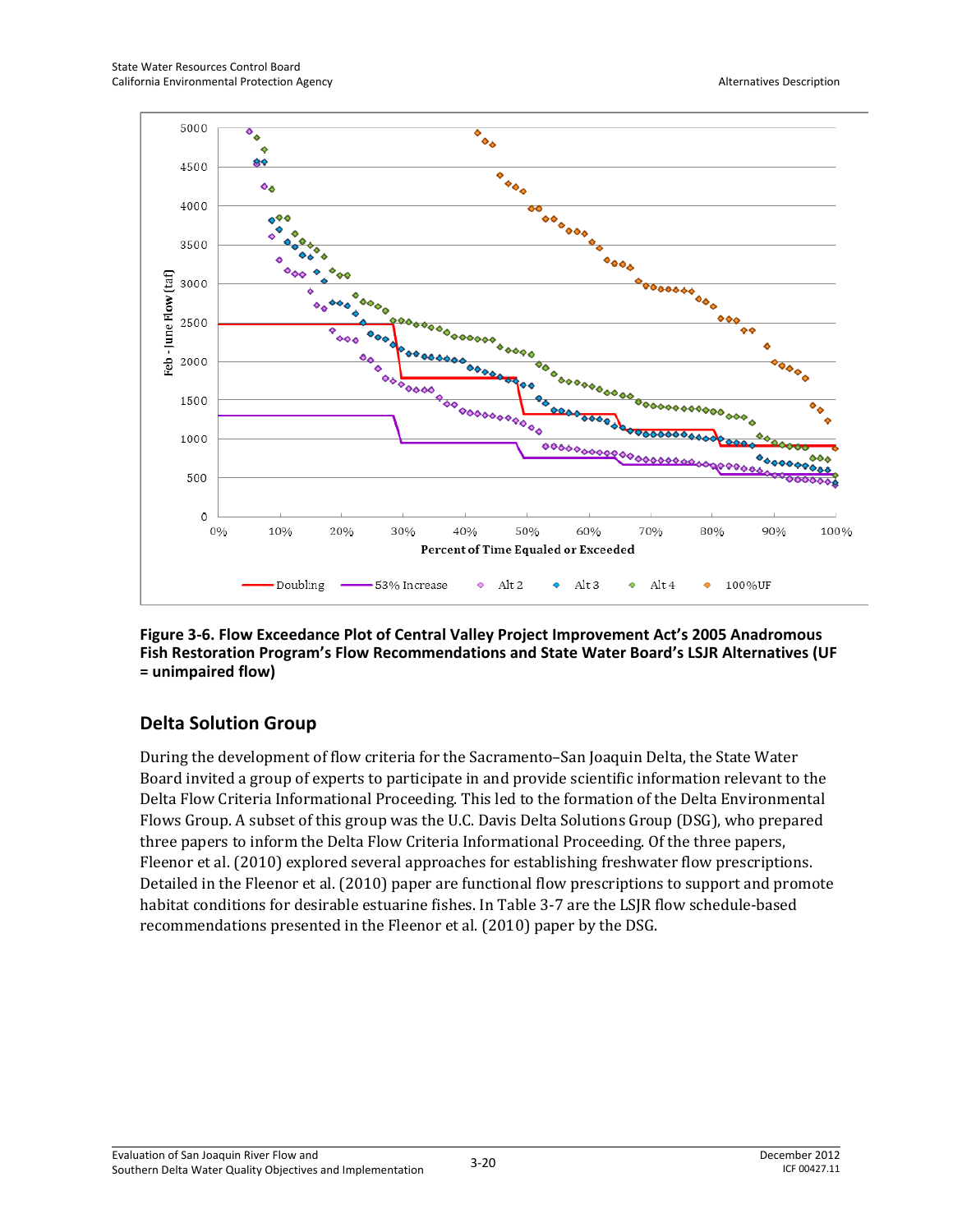Figure 3-6. Flow Exceedance Plot of Central Valley Project Improvement Act's 2005 Anadromous Fish Restoration Program's Flow Recommendations and State Water Board's LSJR Alternatives (UF = unimpaired flow)

## Delta Solution Group

During the development of flow criteria for the Sacramento–San Joaquin Delta, the State Water Board invited a group of experts to participate in and provide scientific information relevant to the Delta Flow Criteria Informational Proceeding. This led to the formation of the Delta Environmental Flows Group. A subset of this group was the U.C. Davis Delta Solutions Group (DSG), who prepared three papers to inform the Delta Flow Criteria Informational Proceeding. Of the three papers, Fleenor et al. (2010) explored several approaches for establishing freshwater flow prescriptions. Detailed in the Fleenor et al. (2010) paper are functional flow prescriptions to support and promote habitat conditions for desirable estuarine fishes. In Table 3-7 are the LSJR flow schedule-based recommendations presented in the Fleenor et al. (2010) paper by the DSG.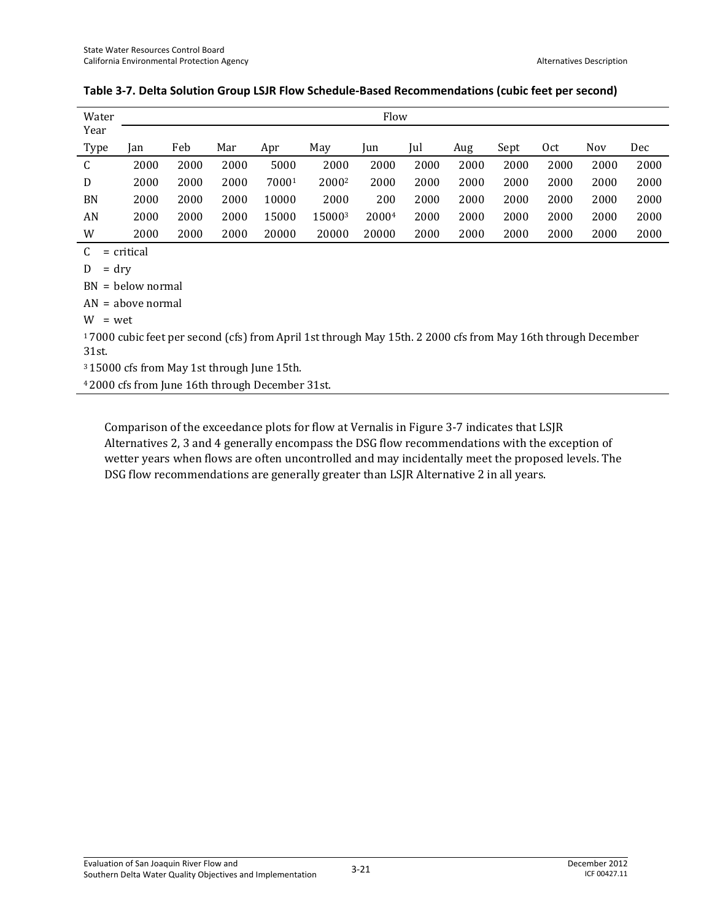**Table 3-7. Delta Solution Group LSJR Flow Schedule-Based Recommendations (cubic feet per second)**

| Water Year Type | Flow | | | | | | | | | | | |
|---|---|---|---|---|---|---|---|---|---|---|---|---|
| | Jan | Feb | Mar | Apr | May | Jun | Jul | Aug | Sept | Oct | Nov | Dec |
| C | 2000 | 2000 | 2000 | 5000 | 2000 | 2000 | 2000 | 2000 | 2000 | 2000 | 2000 | 2000 |
| D | 2000 | 2000 | 2000 | 7000[1] | 2000[2] | 2000 | 2000 | 2000 | 2000 | 2000 | 2000 | 2000 |
| BN | 2000 | 2000 | 2000 | 10000 | 2000 | 200 | 2000 | 2000 | 2000 | 2000 | 2000 | 2000 |
| AN | 2000 | 2000 | 2000 | 15000 | 15000[3] | 2000[4] | 2000 | 2000 | 2000 | 2000 | 2000 | 2000 |
| W | 2000 | 2000 | 2000 | 20000 | 20000 | 20000 | 2000 | 2000 | 2000 | 2000 | 2000 | 2000 |

C = critical

D = dry

BN = below normal

AN = above normal

W = wet

[1] 7000 cubic feet per second (cfs) from April 1st through May 15th. 2 2000 cfs from May 16th through December 31st.

[3] 15000 cfs from May 1st through June 15th.

[4] 2000 cfs from June 16th through December 31st.

Comparison of the exceedance plots for flow at Vernalis in Figure 3-7 indicates that LSJR Alternatives 2, 3 and 4 generally encompass the DSG flow recommendations with the exception of wetter years when flows are often uncontrolled and may incidentally meet the proposed levels. The DSG flow recommendations are generally greater than LSJR Alternative 2 in all years.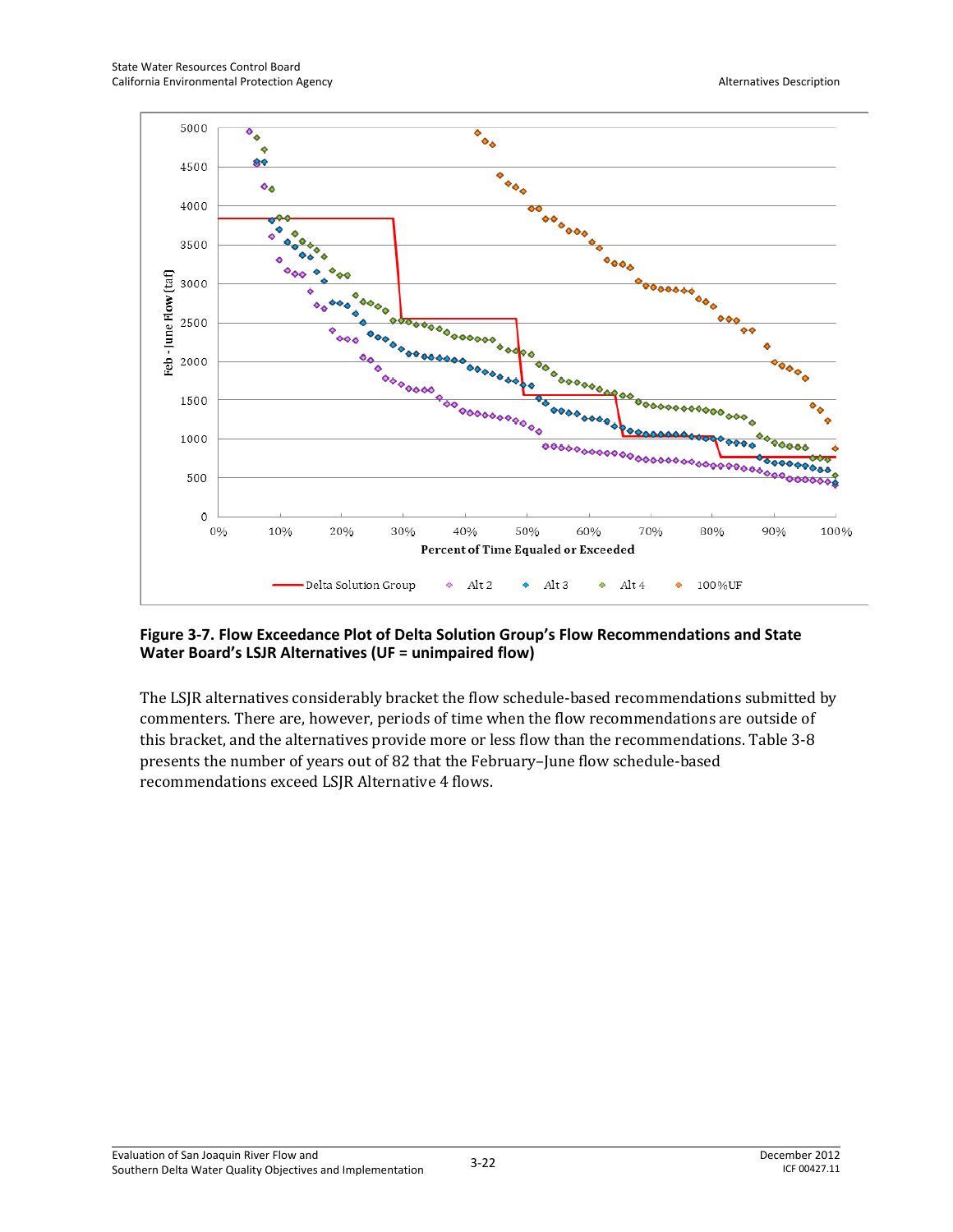**Figure 3-7. Flow Exceedance Plot of Delta Solution Group's Flow Recommendations and State Water Board's LSJR Alternatives (UF = unimpaired flow)**

The LSJR alternatives considerably bracket the flow schedule-based recommendations submitted by commenters. There are, however, periods of time when the flow recommendations are outside of this bracket, and the alternatives provide more or less flow than the recommendations. Table 3-8 presents the number of years out of 82 that the February–June flow schedule-based recommendations exceed LSJR Alternative 4 flows.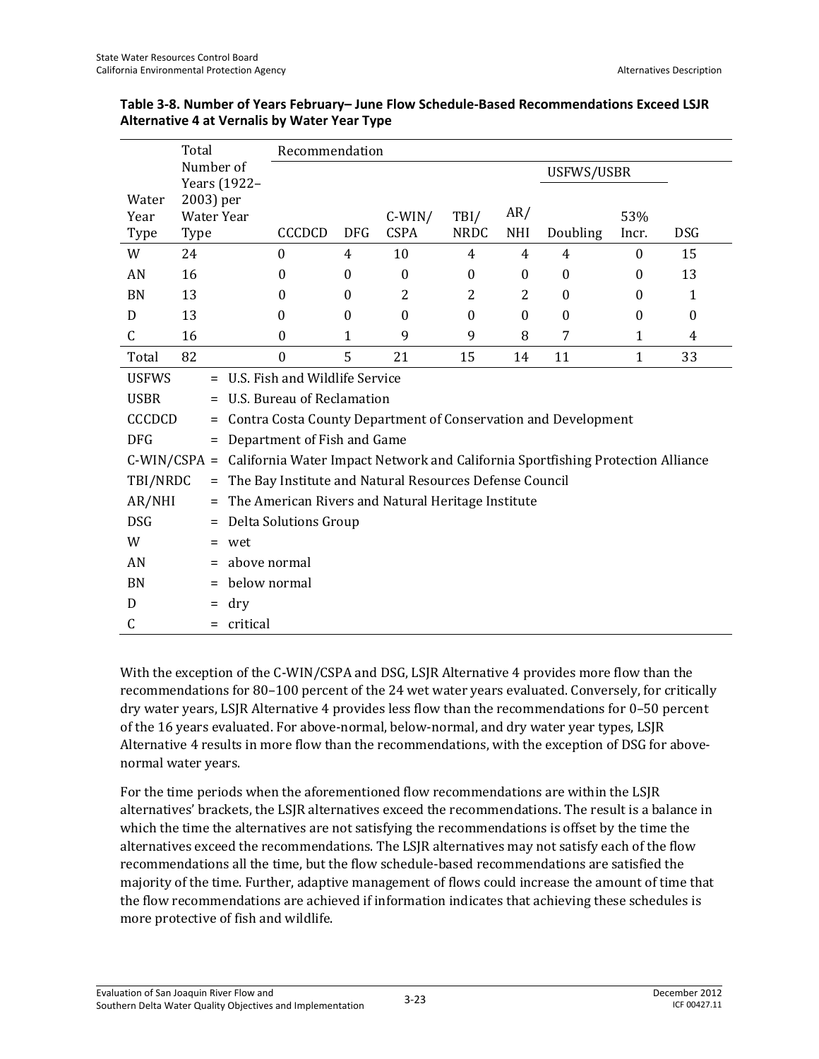**Table 3-8. Number of Years February– June Flow Schedule-Based Recommendations Exceed LSJR Alternative 4 at Vernalis by Water Year Type**

| Water Year Type | Total Number of Years (1922–2003) per Water Year Type | Recommendation | | | | | | | |
|---|---|---|---|---|---|---|---|---|---|
| | | | | | | | USFWS/USBR | | |
| | | CCCDCD | DFG | C-WIN/ CSPA | TBI/ NRDC | AR/ NHI | Doubling | 53% Incr. | DSG |
| W | 24 | 0 | 4 | 10 | 4 | 4 | 4 | 0 | 15 |
| AN | 16 | 0 | 0 | 0 | 0 | 0 | 0 | 0 | 13 |
| BN | 13 | 0 | 0 | 2 | 2 | 2 | 0 | 0 | 1 |
| D | 13 | 0 | 0 | 0 | 0 | 0 | 0 | 0 | 0 |
| C | 16 | 0 | 1 | 9 | 9 | 8 | 7 | 1 | 4 |
| Total | 82 | 0 | 5 | 21 | 15 | 14 | 11 | 1 | 33 |

USFWS = U.S. Fish and Wildlife Service
USBR = U.S. Bureau of Reclamation
CCCDCD = Contra Costa County Department of Conservation and Development
DFG = Department of Fish and Game
C-WIN/CSPA = California Water Impact Network and California Sportfishing Protection Alliance
TBI/NRDC = The Bay Institute and Natural Resources Defense Council
AR/NHI = The American Rivers and Natural Heritage Institute
DSG = Delta Solutions Group
W = wet
AN = above normal
BN = below normal
D = dry
C = critical

With the exception of the C-WIN/CSPA and DSG, LSJR Alternative 4 provides more flow than the recommendations for 80–100 percent of the 24 wet water years evaluated. Conversely, for critically dry water years, LSJR Alternative 4 provides less flow than the recommendations for 0–50 percent of the 16 years evaluated. For above-normal, below-normal, and dry water year types, LSJR Alternative 4 results in more flow than the recommendations, with the exception of DSG for above-normal water years.

For the time periods when the aforementioned flow recommendations are within the LSJR alternatives' brackets, the LSJR alternatives exceed the recommendations. The result is a balance in which the time the alternatives are not satisfying the recommendations is offset by the time the alternatives exceed the recommendations. The LSJR alternatives may not satisfy each of the flow recommendations all the time, but the flow schedule-based recommendations are satisfied the majority of the time. Further, adaptive management of flows could increase the amount of time that the flow recommendations are achieved if information indicates that achieving these schedules is more protective of fish and wildlife.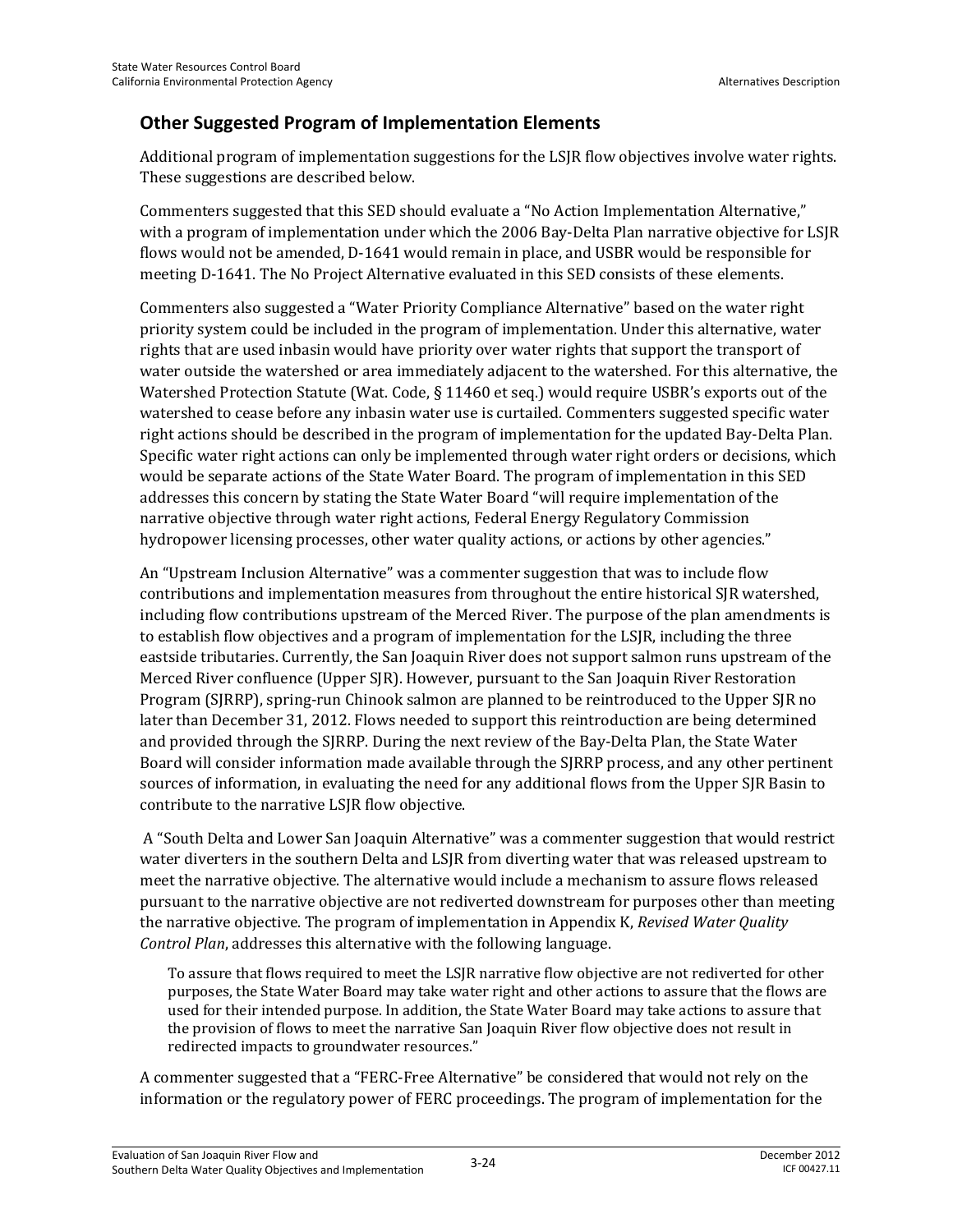## Other Suggested Program of Implementation Elements

Additional program of implementation suggestions for the LSJR flow objectives involve water rights. These suggestions are described below.

Commenters suggested that this SED should evaluate a "No Action Implementation Alternative," with a program of implementation under which the 2006 Bay-Delta Plan narrative objective for LSJR flows would not be amended, D-1641 would remain in place, and USBR would be responsible for meeting D-1641. The No Project Alternative evaluated in this SED consists of these elements.

Commenters also suggested a "Water Priority Compliance Alternative" based on the water right priority system could be included in the program of implementation. Under this alternative, water rights that are used inbasin would have priority over water rights that support the transport of water outside the watershed or area immediately adjacent to the watershed. For this alternative, the Watershed Protection Statute (Wat. Code, § 11460 et seq.) would require USBR's exports out of the watershed to cease before any inbasin water use is curtailed. Commenters suggested specific water right actions should be described in the program of implementation for the updated Bay-Delta Plan. Specific water right actions can only be implemented through water right orders or decisions, which would be separate actions of the State Water Board. The program of implementation in this SED addresses this concern by stating the State Water Board "will require implementation of the narrative objective through water right actions, Federal Energy Regulatory Commission hydropower licensing processes, other water quality actions, or actions by other agencies."

An "Upstream Inclusion Alternative" was a commenter suggestion that was to include flow contributions and implementation measures from throughout the entire historical SJR watershed, including flow contributions upstream of the Merced River. The purpose of the plan amendments is to establish flow objectives and a program of implementation for the LSJR, including the three eastside tributaries. Currently, the San Joaquin River does not support salmon runs upstream of the Merced River confluence (Upper SJR). However, pursuant to the San Joaquin River Restoration Program (SJRRP), spring-run Chinook salmon are planned to be reintroduced to the Upper SJR no later than December 31, 2012. Flows needed to support this reintroduction are being determined and provided through the SJRRP. During the next review of the Bay-Delta Plan, the State Water Board will consider information made available through the SJRRP process, and any other pertinent sources of information, in evaluating the need for any additional flows from the Upper SJR Basin to contribute to the narrative LSJR flow objective.

A "South Delta and Lower San Joaquin Alternative" was a commenter suggestion that would restrict water diverters in the southern Delta and LSJR from diverting water that was released upstream to meet the narrative objective. The alternative would include a mechanism to assure flows released pursuant to the narrative objective are not rediverted downstream for purposes other than meeting the narrative objective. The program of implementation in Appendix K, *Revised Water Quality Control Plan*, addresses this alternative with the following language.

> To assure that flows required to meet the LSJR narrative flow objective are not rediverted for other purposes, the State Water Board may take water right and other actions to assure that the flows are used for their intended purpose. In addition, the State Water Board may take actions to assure that the provision of flows to meet the narrative San Joaquin River flow objective does not result in redirected impacts to groundwater resources."

A commenter suggested that a "FERC-Free Alternative" be considered that would not rely on the information or the regulatory power of FERC proceedings. The program of implementation for the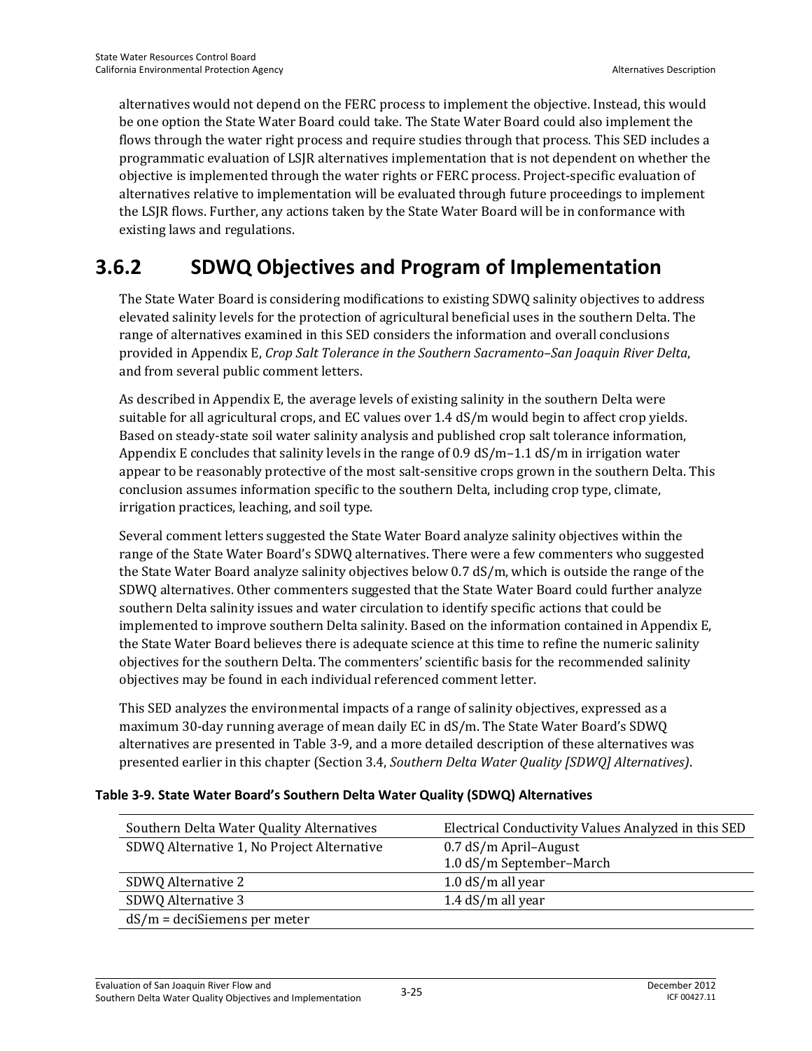alternatives would not depend on the FERC process to implement the objective. Instead, this would be one option the State Water Board could take. The State Water Board could also implement the flows through the water right process and require studies through that process. This SED includes a programmatic evaluation of LSJR alternatives implementation that is not dependent on whether the objective is implemented through the water rights or FERC process. Project-specific evaluation of alternatives relative to implementation will be evaluated through future proceedings to implement the LSJR flows. Further, any actions taken by the State Water Board will be in conformance with existing laws and regulations.

## 3.6.2 SDWQ Objectives and Program of Implementation

The State Water Board is considering modifications to existing SDWQ salinity objectives to address elevated salinity levels for the protection of agricultural beneficial uses in the southern Delta. The range of alternatives examined in this SED considers the information and overall conclusions provided in Appendix E, *Crop Salt Tolerance in the Southern Sacramento–San Joaquin River Delta*, and from several public comment letters.

As described in Appendix E, the average levels of existing salinity in the southern Delta were suitable for all agricultural crops, and EC values over 1.4 dS/m would begin to affect crop yields. Based on steady-state soil water salinity analysis and published crop salt tolerance information, Appendix E concludes that salinity levels in the range of 0.9 dS/m–1.1 dS/m in irrigation water appear to be reasonably protective of the most salt-sensitive crops grown in the southern Delta. This conclusion assumes information specific to the southern Delta, including crop type, climate, irrigation practices, leaching, and soil type.

Several comment letters suggested the State Water Board analyze salinity objectives within the range of the State Water Board's SDWQ alternatives. There were a few commenters who suggested the State Water Board analyze salinity objectives below 0.7 dS/m, which is outside the range of the SDWQ alternatives. Other commenters suggested that the State Water Board could further analyze southern Delta salinity issues and water circulation to identify specific actions that could be implemented to improve southern Delta salinity. Based on the information contained in Appendix E, the State Water Board believes there is adequate science at this time to refine the numeric salinity objectives for the southern Delta. The commenters' scientific basis for the recommended salinity objectives may be found in each individual referenced comment letter.

This SED analyzes the environmental impacts of a range of salinity objectives, expressed as a maximum 30-day running average of mean daily EC in dS/m. The State Water Board's SDWQ alternatives are presented in Table 3-9, and a more detailed description of these alternatives was presented earlier in this chapter (Section 3.4, *Southern Delta Water Quality [SDWQ] Alternatives)*.

**Table 3-9. State Water Board's Southern Delta Water Quality (SDWQ) Alternatives**

| Southern Delta Water Quality Alternatives | Electrical Conductivity Values Analyzed in this SED |
|---|---|
| SDWQ Alternative 1, No Project Alternative | 0.7 dS/m April–August<br>1.0 dS/m September–March |
| SDWQ Alternative 2 | 1.0 dS/m all year |
| SDWQ Alternative 3 | 1.4 dS/m all year |
| dS/m = deciSiemens per meter | |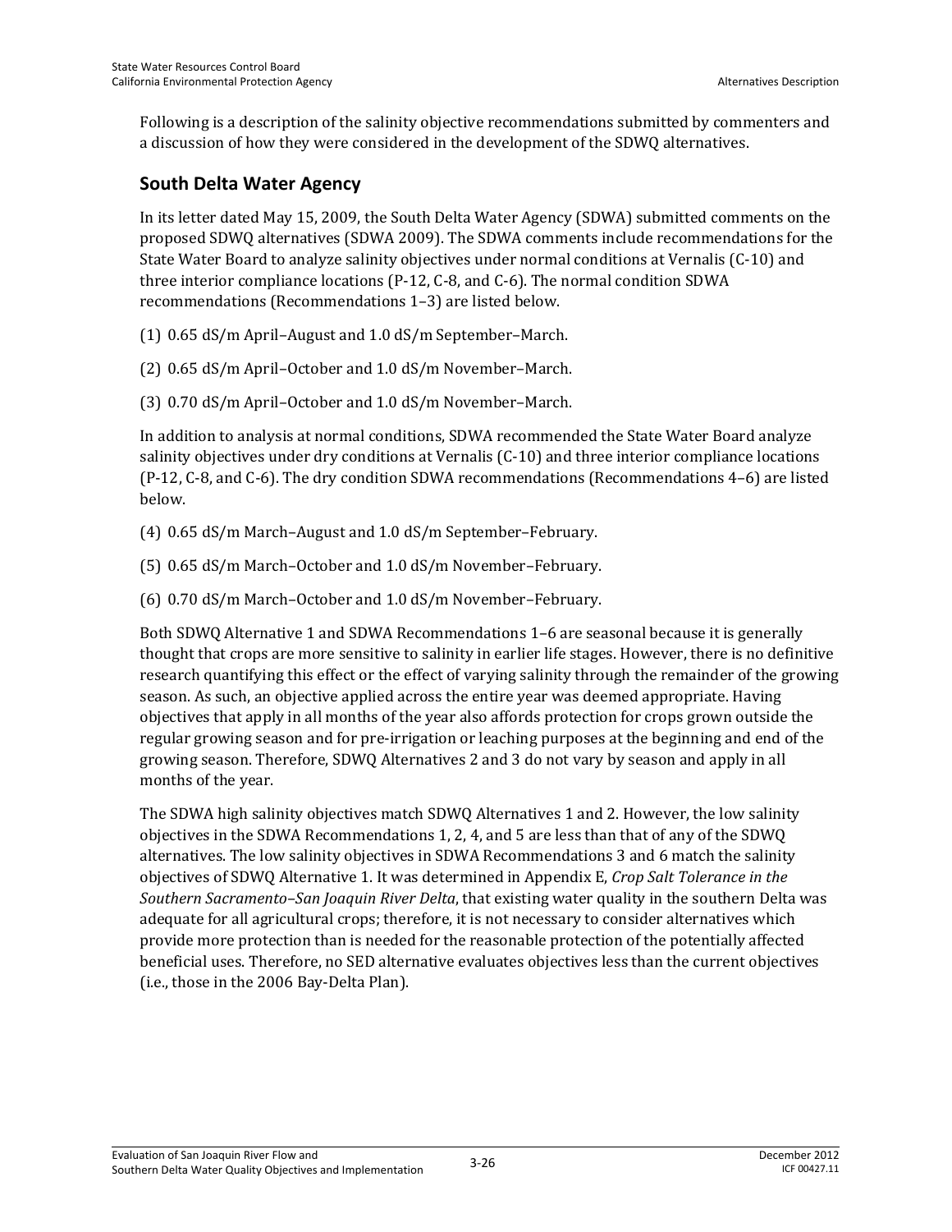Following is a description of the salinity objective recommendations submitted by commenters and a discussion of how they were considered in the development of the SDWQ alternatives.

## South Delta Water Agency

In its letter dated May 15, 2009, the South Delta Water Agency (SDWA) submitted comments on the proposed SDWQ alternatives (SDWA 2009). The SDWA comments include recommendations for the State Water Board to analyze salinity objectives under normal conditions at Vernalis (C-10) and three interior compliance locations (P-12, C-8, and C-6). The normal condition SDWA recommendations (Recommendations 1–3) are listed below.

(1) 0.65 dS/m April–August and 1.0 dS/m September–March.

(2) 0.65 dS/m April–October and 1.0 dS/m November–March.

(3) 0.70 dS/m April–October and 1.0 dS/m November–March.

In addition to analysis at normal conditions, SDWA recommended the State Water Board analyze salinity objectives under dry conditions at Vernalis (C-10) and three interior compliance locations (P-12, C-8, and C-6). The dry condition SDWA recommendations (Recommendations 4–6) are listed below.

(4) 0.65 dS/m March–August and 1.0 dS/m September–February.

(5) 0.65 dS/m March–October and 1.0 dS/m November–February.

(6) 0.70 dS/m March–October and 1.0 dS/m November–February.

Both SDWQ Alternative 1 and SDWA Recommendations 1–6 are seasonal because it is generally thought that crops are more sensitive to salinity in earlier life stages. However, there is no definitive research quantifying this effect or the effect of varying salinity through the remainder of the growing season. As such, an objective applied across the entire year was deemed appropriate. Having objectives that apply in all months of the year also affords protection for crops grown outside the regular growing season and for pre-irrigation or leaching purposes at the beginning and end of the growing season. Therefore, SDWQ Alternatives 2 and 3 do not vary by season and apply in all months of the year.

The SDWA high salinity objectives match SDWQ Alternatives 1 and 2. However, the low salinity objectives in the SDWA Recommendations 1, 2, 4, and 5 are less than that of any of the SDWQ alternatives. The low salinity objectives in SDWA Recommendations 3 and 6 match the salinity objectives of SDWQ Alternative 1. It was determined in Appendix E, *Crop Salt Tolerance in the Southern Sacramento–San Joaquin River Delta*, that existing water quality in the southern Delta was adequate for all agricultural crops; therefore, it is not necessary to consider alternatives which provide more protection than is needed for the reasonable protection of the potentially affected beneficial uses. Therefore, no SED alternative evaluates objectives less than the current objectives (i.e., those in the 2006 Bay-Delta Plan).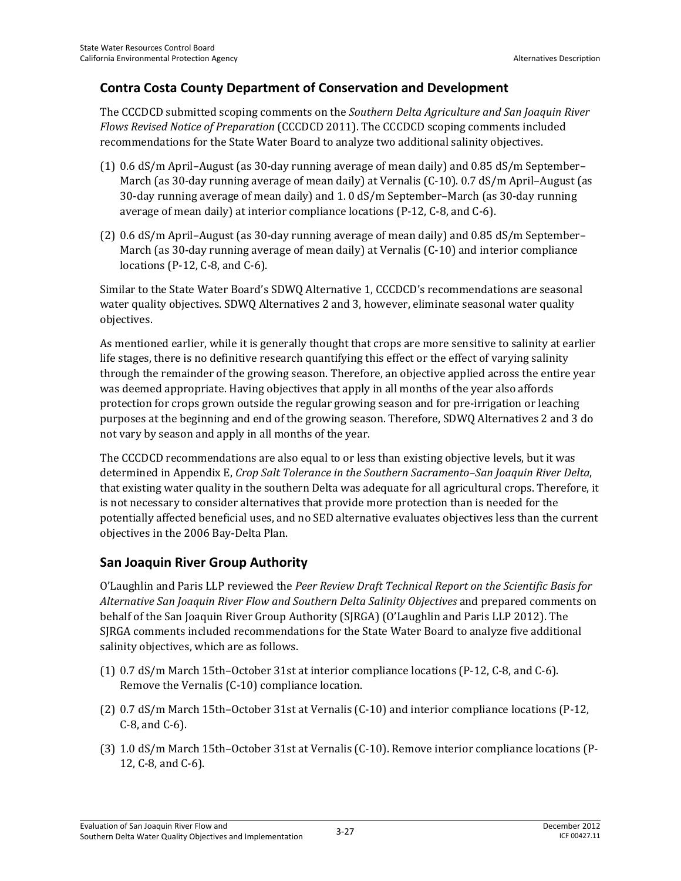## Contra Costa County Department of Conservation and Development

The CCCDCD submitted scoping comments on the *Southern Delta Agriculture and San Joaquin River Flows Revised Notice of Preparation* (CCCDCD 2011). The CCCDCD scoping comments included recommendations for the State Water Board to analyze two additional salinity objectives.

(1) 0.6 dS/m April–August (as 30-day running average of mean daily) and 0.85 dS/m September–March (as 30-day running average of mean daily) at Vernalis (C-10). 0.7 dS/m April–August (as 30-day running average of mean daily) and 1. 0 dS/m September–March (as 30-day running average of mean daily) at interior compliance locations (P-12, C-8, and C-6).

(2) 0.6 dS/m April–August (as 30-day running average of mean daily) and 0.85 dS/m September–March (as 30-day running average of mean daily) at Vernalis (C-10) and interior compliance locations (P-12, C-8, and C-6).

Similar to the State Water Board's SDWQ Alternative 1, CCCDCD's recommendations are seasonal water quality objectives. SDWQ Alternatives 2 and 3, however, eliminate seasonal water quality objectives.

As mentioned earlier, while it is generally thought that crops are more sensitive to salinity at earlier life stages, there is no definitive research quantifying this effect or the effect of varying salinity through the remainder of the growing season. Therefore, an objective applied across the entire year was deemed appropriate. Having objectives that apply in all months of the year also affords protection for crops grown outside the regular growing season and for pre-irrigation or leaching purposes at the beginning and end of the growing season. Therefore, SDWQ Alternatives 2 and 3 do not vary by season and apply in all months of the year.

The CCCDCD recommendations are also equal to or less than existing objective levels, but it was determined in Appendix E, *Crop Salt Tolerance in the Southern Sacramento–San Joaquin River Delta*, that existing water quality in the southern Delta was adequate for all agricultural crops. Therefore, it is not necessary to consider alternatives that provide more protection than is needed for the potentially affected beneficial uses, and no SED alternative evaluates objectives less than the current objectives in the 2006 Bay-Delta Plan.

## San Joaquin River Group Authority

O'Laughlin and Paris LLP reviewed the *Peer Review Draft Technical Report on the Scientific Basis for Alternative San Joaquin River Flow and Southern Delta Salinity Objectives* and prepared comments on behalf of the San Joaquin River Group Authority (SJRGA) (O'Laughlin and Paris LLP 2012). The SJRGA comments included recommendations for the State Water Board to analyze five additional salinity objectives, which are as follows.

(1) 0.7 dS/m March 15th–October 31st at interior compliance locations (P-12, C-8, and C-6). Remove the Vernalis (C-10) compliance location.

(2) 0.7 dS/m March 15th–October 31st at Vernalis (C-10) and interior compliance locations (P-12, C-8, and C-6).

(3) 1.0 dS/m March 15th–October 31st at Vernalis (C-10). Remove interior compliance locations (P-12, C-8, and C-6).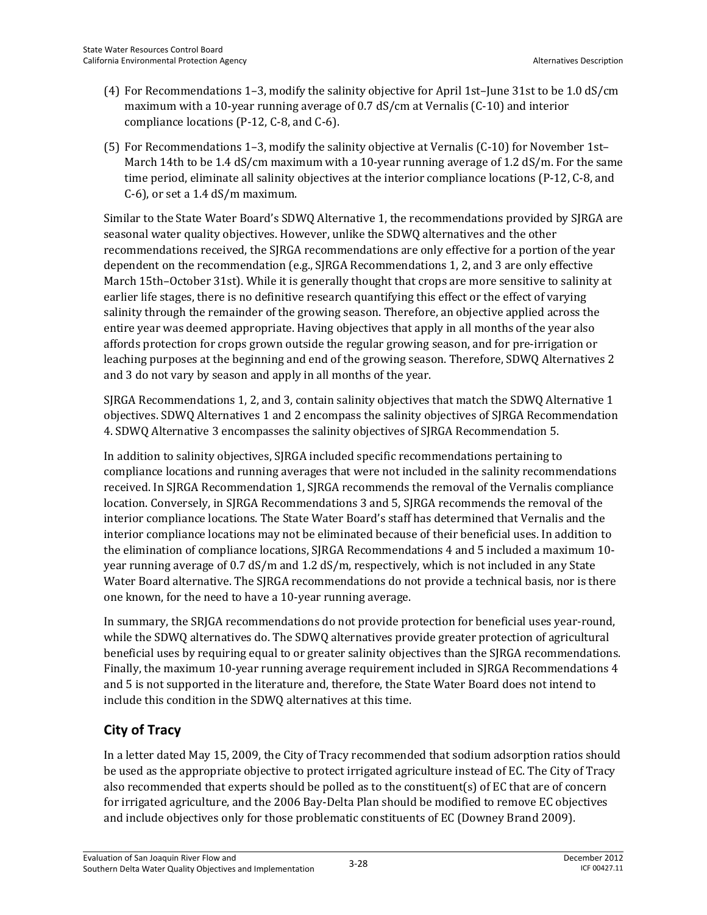(4) For Recommendations 1–3, modify the salinity objective for April 1st–June 31st to be 1.0 dS/cm maximum with a 10-year running average of 0.7 dS/cm at Vernalis (C-10) and interior compliance locations (P-12, C-8, and C-6).

(5) For Recommendations 1–3, modify the salinity objective at Vernalis (C-10) for November 1st–March 14th to be 1.4 dS/cm maximum with a 10-year running average of 1.2 dS/m. For the same time period, eliminate all salinity objectives at the interior compliance locations (P-12, C-8, and C-6), or set a 1.4 dS/m maximum.

Similar to the State Water Board's SDWQ Alternative 1, the recommendations provided by SJRGA are seasonal water quality objectives. However, unlike the SDWQ alternatives and the other recommendations received, the SJRGA recommendations are only effective for a portion of the year dependent on the recommendation (e.g., SJRGA Recommendations 1, 2, and 3 are only effective March 15th–October 31st). While it is generally thought that crops are more sensitive to salinity at earlier life stages, there is no definitive research quantifying this effect or the effect of varying salinity through the remainder of the growing season. Therefore, an objective applied across the entire year was deemed appropriate. Having objectives that apply in all months of the year also affords protection for crops grown outside the regular growing season, and for pre-irrigation or leaching purposes at the beginning and end of the growing season. Therefore, SDWQ Alternatives 2 and 3 do not vary by season and apply in all months of the year.

SJRGA Recommendations 1, 2, and 3, contain salinity objectives that match the SDWQ Alternative 1 objectives. SDWQ Alternatives 1 and 2 encompass the salinity objectives of SJRGA Recommendation 4. SDWQ Alternative 3 encompasses the salinity objectives of SJRGA Recommendation 5.

In addition to salinity objectives, SJRGA included specific recommendations pertaining to compliance locations and running averages that were not included in the salinity recommendations received. In SJRGA Recommendation 1, SJRGA recommends the removal of the Vernalis compliance location. Conversely, in SJRGA Recommendations 3 and 5, SJRGA recommends the removal of the interior compliance locations. The State Water Board's staff has determined that Vernalis and the interior compliance locations may not be eliminated because of their beneficial uses. In addition to the elimination of compliance locations, SJRGA Recommendations 4 and 5 included a maximum 10-year running average of 0.7 dS/m and 1.2 dS/m, respectively, which is not included in any State Water Board alternative. The SJRGA recommendations do not provide a technical basis, nor is there one known, for the need to have a 10-year running average.

In summary, the SRJGA recommendations do not provide protection for beneficial uses year-round, while the SDWQ alternatives do. The SDWQ alternatives provide greater protection of agricultural beneficial uses by requiring equal to or greater salinity objectives than the SJRGA recommendations. Finally, the maximum 10-year running average requirement included in SJRGA Recommendations 4 and 5 is not supported in the literature and, therefore, the State Water Board does not intend to include this condition in the SDWQ alternatives at this time.

## City of Tracy

In a letter dated May 15, 2009, the City of Tracy recommended that sodium adsorption ratios should be used as the appropriate objective to protect irrigated agriculture instead of EC. The City of Tracy also recommended that experts should be polled as to the constituent(s) of EC that are of concern for irrigated agriculture, and the 2006 Bay-Delta Plan should be modified to remove EC objectives and include objectives only for those problematic constituents of EC (Downey Brand 2009).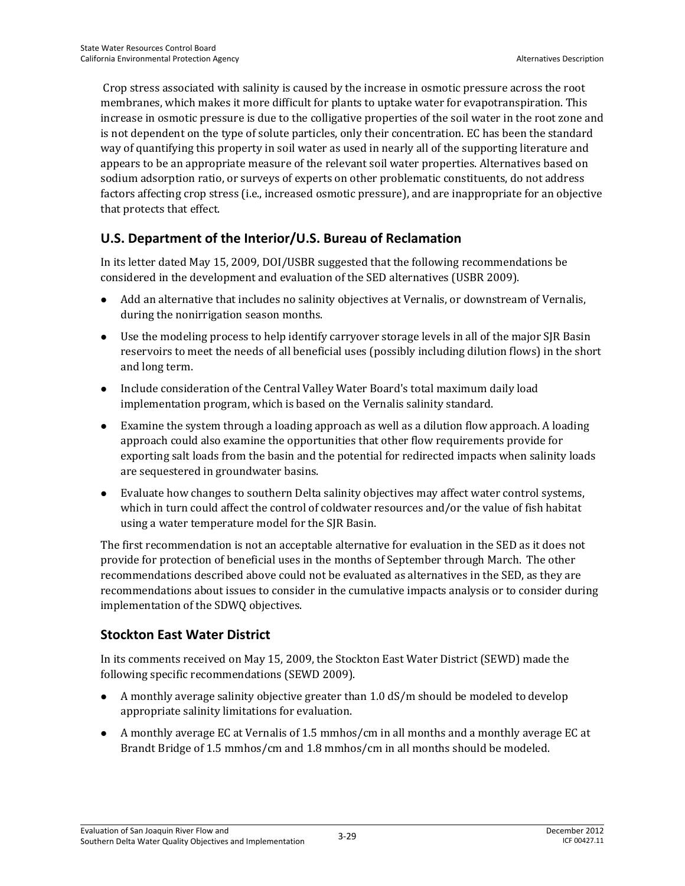Crop stress associated with salinity is caused by the increase in osmotic pressure across the root membranes, which makes it more difficult for plants to uptake water for evapotranspiration. This increase in osmotic pressure is due to the colligative properties of the soil water in the root zone and is not dependent on the type of solute particles, only their concentration. EC has been the standard way of quantifying this property in soil water as used in nearly all of the supporting literature and appears to be an appropriate measure of the relevant soil water properties. Alternatives based on sodium adsorption ratio, or surveys of experts on other problematic constituents, do not address factors affecting crop stress (i.e., increased osmotic pressure), and are inappropriate for an objective that protects that effect.

## U.S. Department of the Interior/U.S. Bureau of Reclamation

In its letter dated May 15, 2009, DOI/USBR suggested that the following recommendations be considered in the development and evaluation of the SED alternatives (USBR 2009).

- Add an alternative that includes no salinity objectives at Vernalis, or downstream of Vernalis, during the nonirrigation season months.
- Use the modeling process to help identify carryover storage levels in all of the major SJR Basin reservoirs to meet the needs of all beneficial uses (possibly including dilution flows) in the short and long term.
- Include consideration of the Central Valley Water Board's total maximum daily load implementation program, which is based on the Vernalis salinity standard.
- Examine the system through a loading approach as well as a dilution flow approach. A loading approach could also examine the opportunities that other flow requirements provide for exporting salt loads from the basin and the potential for redirected impacts when salinity loads are sequestered in groundwater basins.
- Evaluate how changes to southern Delta salinity objectives may affect water control systems, which in turn could affect the control of coldwater resources and/or the value of fish habitat using a water temperature model for the SJR Basin.

The first recommendation is not an acceptable alternative for evaluation in the SED as it does not provide for protection of beneficial uses in the months of September through March. The other recommendations described above could not be evaluated as alternatives in the SED, as they are recommendations about issues to consider in the cumulative impacts analysis or to consider during implementation of the SDWQ objectives.

## Stockton East Water District

In its comments received on May 15, 2009, the Stockton East Water District (SEWD) made the following specific recommendations (SEWD 2009).

- A monthly average salinity objective greater than 1.0 dS/m should be modeled to develop appropriate salinity limitations for evaluation.
- A monthly average EC at Vernalis of 1.5 mmhos/cm in all months and a monthly average EC at Brandt Bridge of 1.5 mmhos/cm and 1.8 mmhos/cm in all months should be modeled.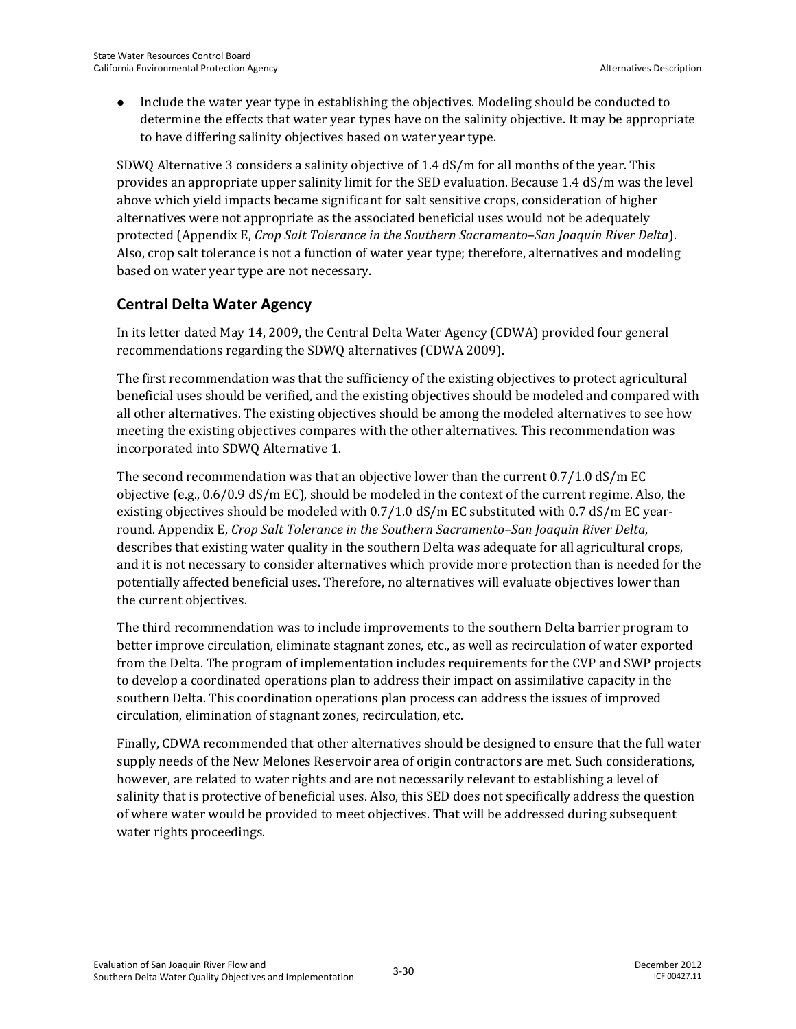- Include the water year type in establishing the objectives. Modeling should be conducted to determine the effects that water year types have on the salinity objective. It may be appropriate to have differing salinity objectives based on water year type.

SDWQ Alternative 3 considers a salinity objective of 1.4 dS/m for all months of the year. This provides an appropriate upper salinity limit for the SED evaluation. Because 1.4 dS/m was the level above which yield impacts became significant for salt sensitive crops, consideration of higher alternatives were not appropriate as the associated beneficial uses would not be adequately protected (Appendix E, *Crop Salt Tolerance in the Southern Sacramento–San Joaquin River Delta*). Also, crop salt tolerance is not a function of water year type; therefore, alternatives and modeling based on water year type are not necessary.

## Central Delta Water Agency

In its letter dated May 14, 2009, the Central Delta Water Agency (CDWA) provided four general recommendations regarding the SDWQ alternatives (CDWA 2009).

The first recommendation was that the sufficiency of the existing objectives to protect agricultural beneficial uses should be verified, and the existing objectives should be modeled and compared with all other alternatives. The existing objectives should be among the modeled alternatives to see how meeting the existing objectives compares with the other alternatives. This recommendation was incorporated into SDWQ Alternative 1.

The second recommendation was that an objective lower than the current 0.7/1.0 dS/m EC objective (e.g., 0.6/0.9 dS/m EC), should be modeled in the context of the current regime. Also, the existing objectives should be modeled with 0.7/1.0 dS/m EC substituted with 0.7 dS/m EC year-round. Appendix E, *Crop Salt Tolerance in the Southern Sacramento–San Joaquin River Delta*, describes that existing water quality in the southern Delta was adequate for all agricultural crops, and it is not necessary to consider alternatives which provide more protection than is needed for the potentially affected beneficial uses. Therefore, no alternatives will evaluate objectives lower than the current objectives.

The third recommendation was to include improvements to the southern Delta barrier program to better improve circulation, eliminate stagnant zones, etc., as well as recirculation of water exported from the Delta. The program of implementation includes requirements for the CVP and SWP projects to develop a coordinated operations plan to address their impact on assimilative capacity in the southern Delta. This coordination operations plan process can address the issues of improved circulation, elimination of stagnant zones, recirculation, etc.

Finally, CDWA recommended that other alternatives should be designed to ensure that the full water supply needs of the New Melones Reservoir area of origin contractors are met. Such considerations, however, are related to water rights and are not necessarily relevant to establishing a level of salinity that is protective of beneficial uses. Also, this SED does not specifically address the question of where water would be provided to meet objectives. That will be addressed during subsequent water rights proceedings.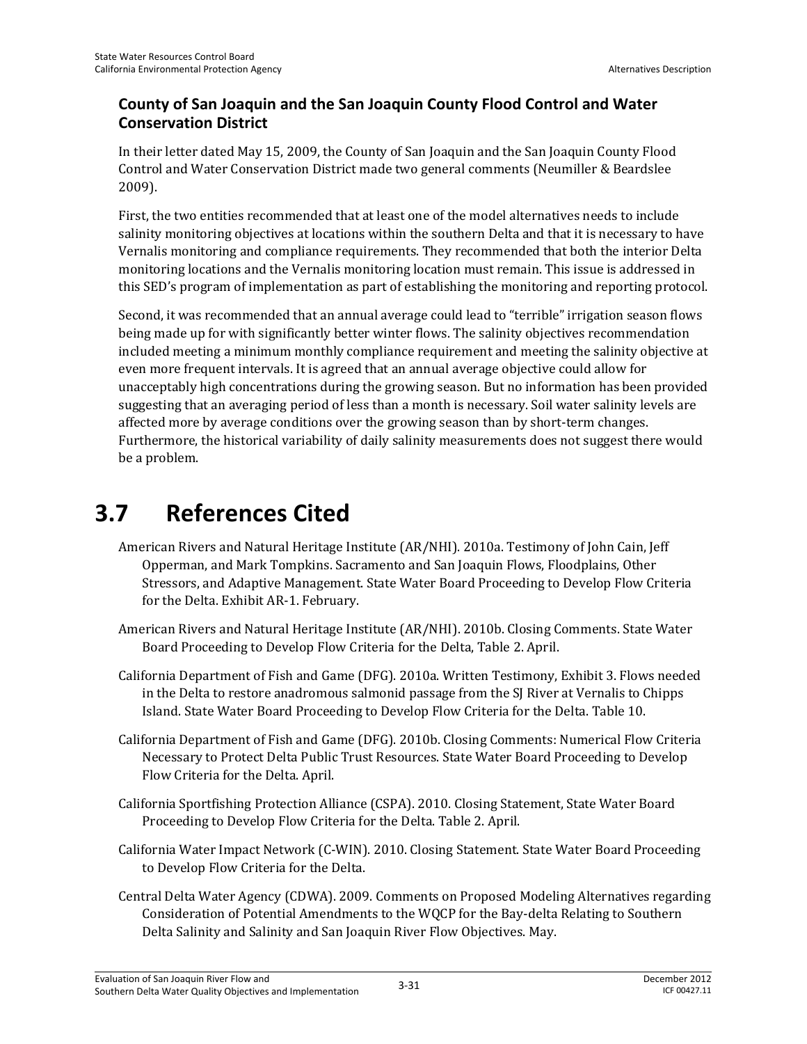### County of San Joaquin and the San Joaquin County Flood Control and Water Conservation District

In their letter dated May 15, 2009, the County of San Joaquin and the San Joaquin County Flood Control and Water Conservation District made two general comments (Neumiller & Beardslee 2009).

First, the two entities recommended that at least one of the model alternatives needs to include salinity monitoring objectives at locations within the southern Delta and that it is necessary to have Vernalis monitoring and compliance requirements. They recommended that both the interior Delta monitoring locations and the Vernalis monitoring location must remain. This issue is addressed in this SED's program of implementation as part of establishing the monitoring and reporting protocol.

Second, it was recommended that an annual average could lead to "terrible" irrigation season flows being made up for with significantly better winter flows. The salinity objectives recommendation included meeting a minimum monthly compliance requirement and meeting the salinity objective at even more frequent intervals. It is agreed that an annual average objective could allow for unacceptably high concentrations during the growing season. But no information has been provided suggesting that an averaging period of less than a month is necessary. Soil water salinity levels are affected more by average conditions over the growing season than by short-term changes. Furthermore, the historical variability of daily salinity measurements does not suggest there would be a problem.

# 3.7 References Cited

American Rivers and Natural Heritage Institute (AR/NHI). 2010a. Testimony of John Cain, Jeff Opperman, and Mark Tompkins. Sacramento and San Joaquin Flows, Floodplains, Other Stressors, and Adaptive Management. State Water Board Proceeding to Develop Flow Criteria for the Delta. Exhibit AR-1. February.

American Rivers and Natural Heritage Institute (AR/NHI). 2010b. Closing Comments. State Water Board Proceeding to Develop Flow Criteria for the Delta, Table 2. April.

California Department of Fish and Game (DFG). 2010a. Written Testimony, Exhibit 3. Flows needed in the Delta to restore anadromous salmonid passage from the SJ River at Vernalis to Chipps Island. State Water Board Proceeding to Develop Flow Criteria for the Delta. Table 10.

California Department of Fish and Game (DFG). 2010b. Closing Comments: Numerical Flow Criteria Necessary to Protect Delta Public Trust Resources. State Water Board Proceeding to Develop Flow Criteria for the Delta. April.

California Sportfishing Protection Alliance (CSPA). 2010. Closing Statement, State Water Board Proceeding to Develop Flow Criteria for the Delta. Table 2. April.

California Water Impact Network (C-WIN). 2010. Closing Statement. State Water Board Proceeding to Develop Flow Criteria for the Delta.

Central Delta Water Agency (CDWA). 2009. Comments on Proposed Modeling Alternatives regarding Consideration of Potential Amendments to the WQCP for the Bay-delta Relating to Southern Delta Salinity and Salinity and San Joaquin River Flow Objectives. May.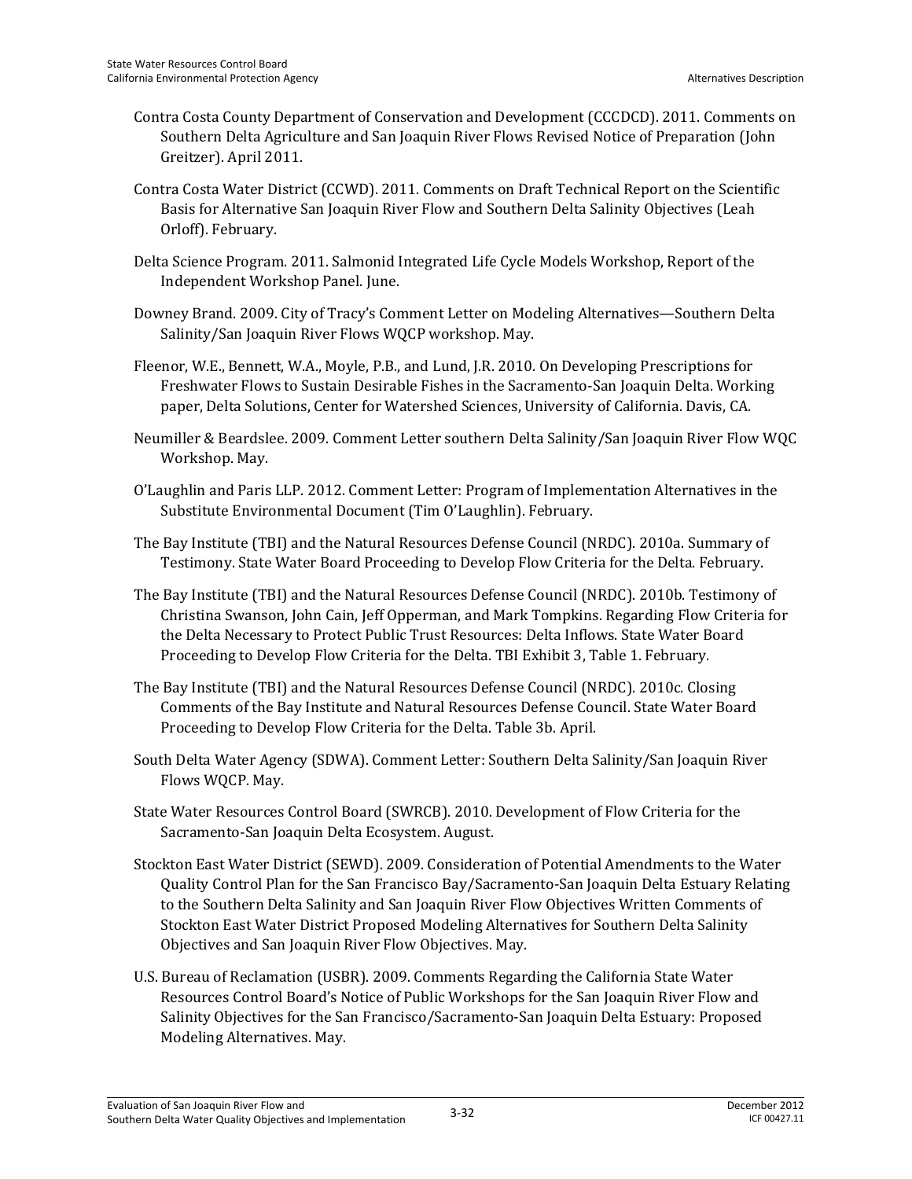Contra Costa County Department of Conservation and Development (CCCDCD). 2011. Comments on Southern Delta Agriculture and San Joaquin River Flows Revised Notice of Preparation (John Greitzer). April 2011.

Contra Costa Water District (CCWD). 2011. Comments on Draft Technical Report on the Scientific Basis for Alternative San Joaquin River Flow and Southern Delta Salinity Objectives (Leah Orloff). February.

Delta Science Program. 2011. Salmonid Integrated Life Cycle Models Workshop, Report of the Independent Workshop Panel. June.

Downey Brand. 2009. City of Tracy's Comment Letter on Modeling Alternatives—Southern Delta Salinity/San Joaquin River Flows WQCP workshop. May.

Fleenor, W.E., Bennett, W.A., Moyle, P.B., and Lund, J.R. 2010. On Developing Prescriptions for Freshwater Flows to Sustain Desirable Fishes in the Sacramento-San Joaquin Delta. Working paper, Delta Solutions, Center for Watershed Sciences, University of California. Davis, CA.

Neumiller & Beardslee. 2009. Comment Letter southern Delta Salinity/San Joaquin River Flow WQC Workshop. May.

O'Laughlin and Paris LLP. 2012. Comment Letter: Program of Implementation Alternatives in the Substitute Environmental Document (Tim O'Laughlin). February.

The Bay Institute (TBI) and the Natural Resources Defense Council (NRDC). 2010a. Summary of Testimony. State Water Board Proceeding to Develop Flow Criteria for the Delta. February.

The Bay Institute (TBI) and the Natural Resources Defense Council (NRDC). 2010b. Testimony of Christina Swanson, John Cain, Jeff Opperman, and Mark Tompkins. Regarding Flow Criteria for the Delta Necessary to Protect Public Trust Resources: Delta Inflows. State Water Board Proceeding to Develop Flow Criteria for the Delta. TBI Exhibit 3, Table 1. February.

The Bay Institute (TBI) and the Natural Resources Defense Council (NRDC). 2010c. Closing Comments of the Bay Institute and Natural Resources Defense Council. State Water Board Proceeding to Develop Flow Criteria for the Delta. Table 3b. April.

South Delta Water Agency (SDWA). Comment Letter: Southern Delta Salinity/San Joaquin River Flows WQCP. May.

State Water Resources Control Board (SWRCB). 2010. Development of Flow Criteria for the Sacramento-San Joaquin Delta Ecosystem. August.

Stockton East Water District (SEWD). 2009. Consideration of Potential Amendments to the Water Quality Control Plan for the San Francisco Bay/Sacramento-San Joaquin Delta Estuary Relating to the Southern Delta Salinity and San Joaquin River Flow Objectives Written Comments of Stockton East Water District Proposed Modeling Alternatives for Southern Delta Salinity Objectives and San Joaquin River Flow Objectives. May.

U.S. Bureau of Reclamation (USBR). 2009. Comments Regarding the California State Water Resources Control Board's Notice of Public Workshops for the San Joaquin River Flow and Salinity Objectives for the San Francisco/Sacramento-San Joaquin Delta Estuary: Proposed Modeling Alternatives. May.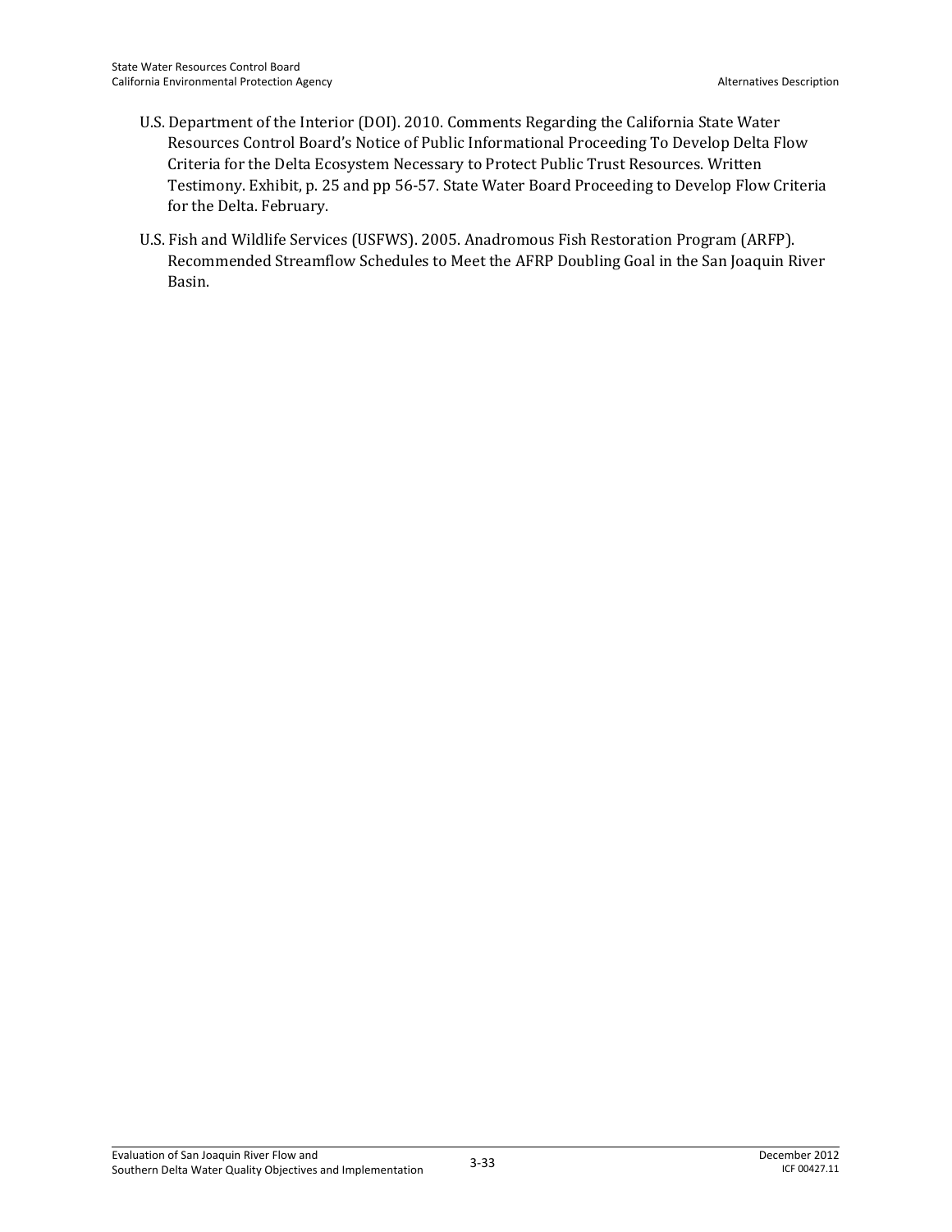U.S. Department of the Interior (DOI). 2010. Comments Regarding the California State Water Resources Control Board's Notice of Public Informational Proceeding To Develop Delta Flow Criteria for the Delta Ecosystem Necessary to Protect Public Trust Resources. Written Testimony. Exhibit, p. 25 and pp 56-57. State Water Board Proceeding to Develop Flow Criteria for the Delta. February.

U.S. Fish and Wildlife Services (USFWS). 2005. Anadromous Fish Restoration Program (ARFP). Recommended Streamflow Schedules to Meet the AFRP Doubling Goal in the San Joaquin River Basin.